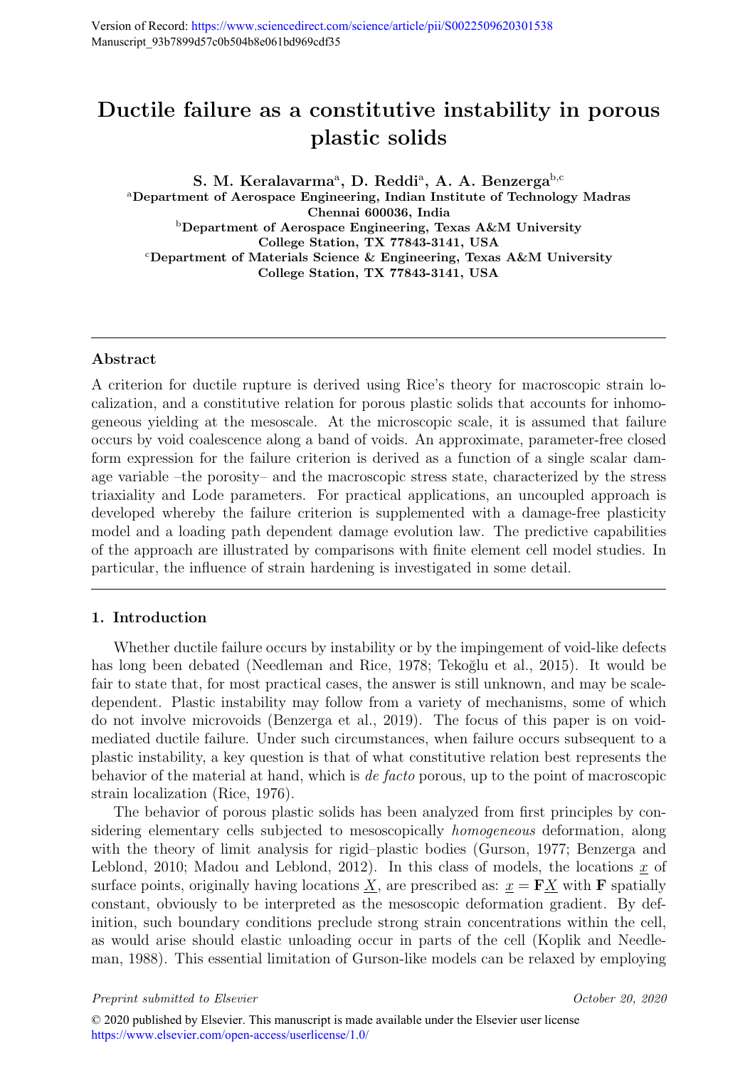Version of Record: https://www.sciencedirect.com/science/article/pii/S0022509620301538
Manuscript_93b7899d57c0b504b8e061bd969cdf35

# Ductile failure as a constitutive instability in porous plastic solids

**S. M. Keralavarma[a], D. Reddi[a], A. A. Benzerga[b,c]**

[a]Department of Aerospace Engineering, Indian Institute of Technology Madras Chennai 600036, India

[b]Department of Aerospace Engineering, Texas A&M University College Station, TX 77843-3141, USA

[c]Department of Materials Science & Engineering, Texas A&M University College Station, TX 77843-3141, USA

---

## Abstract

A criterion for ductile rupture is derived using Rice's theory for macroscopic strain localization, and a constitutive relation for porous plastic solids that accounts for inhomogeneous yielding at the mesoscale. At the microscopic scale, it is assumed that failure occurs by void coalescence along a band of voids. An approximate, parameter-free closed form expression for the failure criterion is derived as a function of a single scalar damage variable –the porosity– and the macroscopic stress state, characterized by the stress triaxiality and Lode parameters. For practical applications, an uncoupled approach is developed whereby the failure criterion is supplemented with a damage-free plasticity model and a loading path dependent damage evolution law. The predictive capabilities of the approach are illustrated by comparisons with finite element cell model studies. In particular, the influence of strain hardening is investigated in some detail.

---

## 1. Introduction

Whether ductile failure occurs by instability or by the impingement of void-like defects has long been debated (Needleman and Rice, 1978; Tekoğlu et al., 2015). It would be fair to state that, for most practical cases, the answer is still unknown, and may be scale-dependent. Plastic instability may follow from a variety of mechanisms, some of which do not involve microvoids (Benzerga et al., 2019). The focus of this paper is on void-mediated ductile failure. Under such circumstances, when failure occurs subsequent to a plastic instability, a key question is that of what constitutive relation best represents the behavior of the material at hand, which is *de facto* porous, up to the point of macroscopic strain localization (Rice, 1976).

The behavior of porous plastic solids has been analyzed from first principles by considering elementary cells subjected to mesoscopically *homogeneous* deformation, along with the theory of limit analysis for rigid–plastic bodies (Gurson, 1977; Benzerga and Leblond, 2010; Madou and Leblond, 2012). In this class of models, the locations $\underline{x}$ of surface points, originally having locations $\underline{X}$, are prescribed as: $\underline{x} = \mathbf{F}\underline{X}$ with $\mathbf{F}$ spatially constant, obviously to be interpreted as the mesoscopic deformation gradient. By definition, such boundary conditions preclude strong strain concentrations within the cell, as would arise should elastic unloading occur in parts of the cell (Koplik and Needleman, 1988). This essential limitation of Gurson-like models can be relaxed by employing

© 2020 published by Elsevier. This manuscript is made available under the Elsevier user license https://www.elsevier.com/open-access/userlicense/1.0/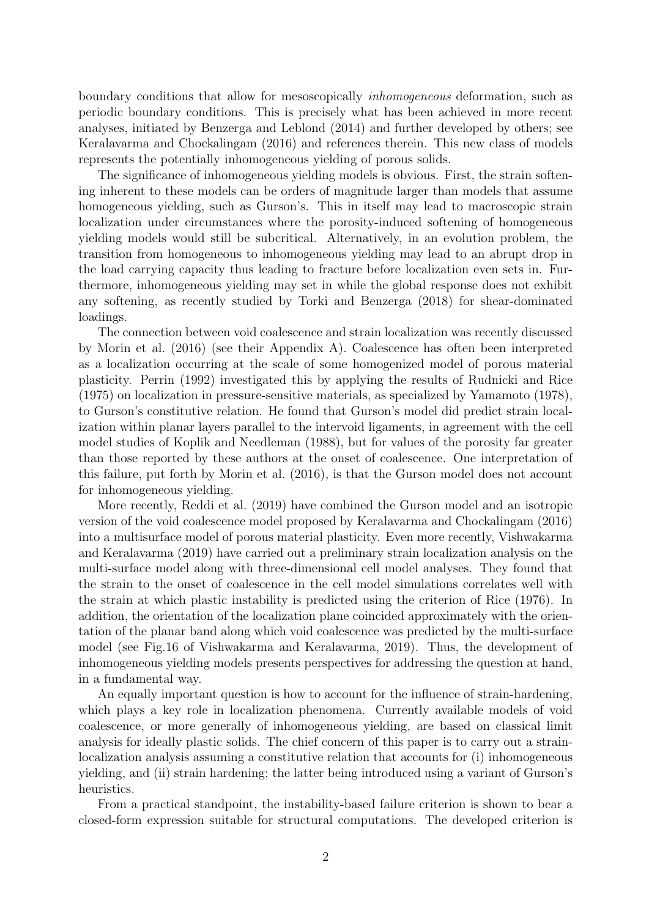boundary conditions that allow for mesoscopically *inhomogeneous* deformation, such as periodic boundary conditions. This is precisely what has been achieved in more recent analyses, initiated by Benzerga and Leblond (2014) and further developed by others; see Keralavarma and Chockalingam (2016) and references therein. This new class of models represents the potentially inhomogeneous yielding of porous solids.

The significance of inhomogeneous yielding models is obvious. First, the strain softening inherent to these models can be orders of magnitude larger than models that assume homogeneous yielding, such as Gurson's. This in itself may lead to macroscopic strain localization under circumstances where the porosity-induced softening of homogeneous yielding models would still be subcritical. Alternatively, in an evolution problem, the transition from homogeneous to inhomogeneous yielding may lead to an abrupt drop in the load carrying capacity thus leading to fracture before localization even sets in. Furthermore, inhomogeneous yielding may set in while the global response does not exhibit any softening, as recently studied by Torki and Benzerga (2018) for shear-dominated loadings.

The connection between void coalescence and strain localization was recently discussed by Morin et al. (2016) (see their Appendix A). Coalescence has often been interpreted as a localization occurring at the scale of some homogenized model of porous material plasticity. Perrin (1992) investigated this by applying the results of Rudnicki and Rice (1975) on localization in pressure-sensitive materials, as specialized by Yamamoto (1978), to Gurson's constitutive relation. He found that Gurson's model did predict strain localization within planar layers parallel to the intervoid ligaments, in agreement with the cell model studies of Koplik and Needleman (1988), but for values of the porosity far greater than those reported by these authors at the onset of coalescence. One interpretation of this failure, put forth by Morin et al. (2016), is that the Gurson model does not account for inhomogeneous yielding.

More recently, Reddi et al. (2019) have combined the Gurson model and an isotropic version of the void coalescence model proposed by Keralavarma and Chockalingam (2016) into a multisurface model of porous material plasticity. Even more recently, Vishwakarma and Keralavarma (2019) have carried out a preliminary strain localization analysis on the multi-surface model along with three-dimensional cell model analyses. They found that the strain to the onset of coalescence in the cell model simulations correlates well with the strain at which plastic instability is predicted using the criterion of Rice (1976). In addition, the orientation of the localization plane coincided approximately with the orientation of the planar band along which void coalescence was predicted by the multi-surface model (see Fig.16 of Vishwakarma and Keralavarma, 2019). Thus, the development of inhomogeneous yielding models presents perspectives for addressing the question at hand, in a fundamental way.

An equally important question is how to account for the influence of strain-hardening, which plays a key role in localization phenomena. Currently available models of void coalescence, or more generally of inhomogeneous yielding, are based on classical limit analysis for ideally plastic solids. The chief concern of this paper is to carry out a strain-localization analysis assuming a constitutive relation that accounts for (i) inhomogeneous yielding, and (ii) strain hardening; the latter being introduced using a variant of Gurson's heuristics.

From a practical standpoint, the instability-based failure criterion is shown to bear a closed-form expression suitable for structural computations. The developed criterion is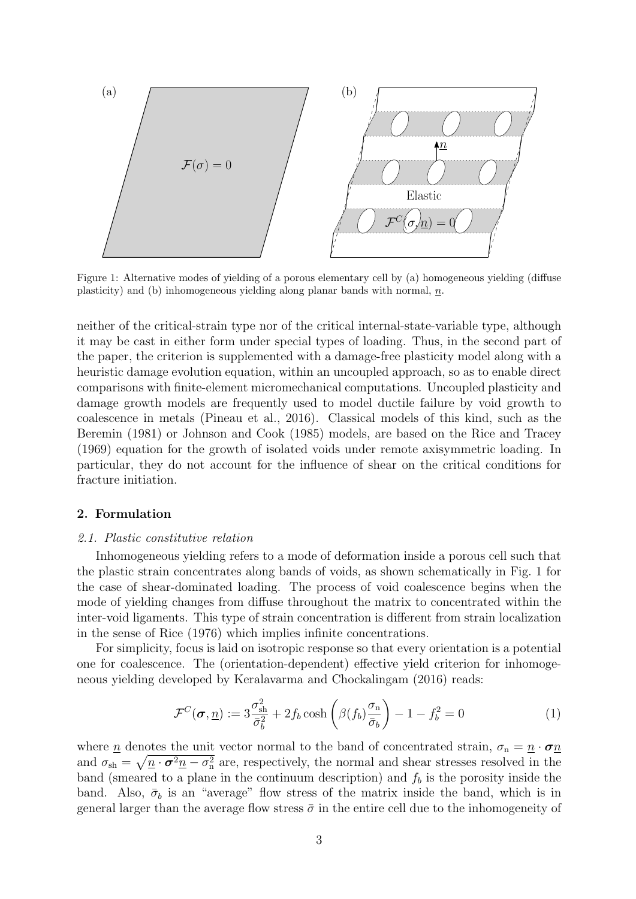Figure 1: Alternative modes of yielding of a porous elementary cell by (a) homogeneous yielding (diffuse plasticity) and (b) inhomogeneous yielding along planar bands with normal, $\underline{n}$.

neither of the critical-strain type nor of the critical internal-state-variable type, although it may be cast in either form under special types of loading. Thus, in the second part of the paper, the criterion is supplemented with a damage-free plasticity model along with a heuristic damage evolution equation, within an uncoupled approach, so as to enable direct comparisons with finite-element micromechanical computations. Uncoupled plasticity and damage growth models are frequently used to model ductile failure by void growth to coalescence in metals (Pineau et al., 2016). Classical models of this kind, such as the Beremin (1981) or Johnson and Cook (1985) models, are based on the Rice and Tracey (1969) equation for the growth of isolated voids under remote axisymmetric loading. In particular, they do not account for the influence of shear on the critical conditions for fracture initiation.

## 2. Formulation

### *2.1. Plastic constitutive relation*

Inhomogeneous yielding refers to a mode of deformation inside a porous cell such that the plastic strain concentrates along bands of voids, as shown schematically in Fig. 1 for the case of shear-dominated loading. The process of void coalescence begins when the mode of yielding changes from diffuse throughout the matrix to concentrated within the inter-void ligaments. This type of strain concentration is different from strain localization in the sense of Rice (1976) which implies infinite concentrations.

For simplicity, focus is laid on isotropic response so that every orientation is a potential one for coalescence. The (orientation-dependent) effective yield criterion for inhomogeneous yielding developed by Keralavarma and Chockalingam (2016) reads:

$$\mathcal{F}^C(\boldsymbol{\sigma}, \underline{n}) := 3\frac{\sigma_{\rm sh}^2}{\bar{\sigma}_b^2} + 2f_b \cosh\left(\beta(f_b)\frac{\sigma_{\rm n}}{\bar{\sigma}_b}\right) - 1 - f_b^2 = 0 \tag{1}$$

where $\underline{n}$ denotes the unit vector normal to the band of concentrated strain, $\sigma_{\rm n} = \underline{n} \cdot \boldsymbol{\sigma}\underline{n}$ and $\sigma_{\rm sh} = \sqrt{\underline{n} \cdot \boldsymbol{\sigma}^2\underline{n} - \sigma_{\rm n}^2}$ are, respectively, the normal and shear stresses resolved in the band (smeared to a plane in the continuum description) and $f_b$ is the porosity inside the band. Also, $\bar{\sigma}_b$ is an "average" flow stress of the matrix inside the band, which is in general larger than the average flow stress $\bar{\sigma}$ in the entire cell due to the inhomogeneity of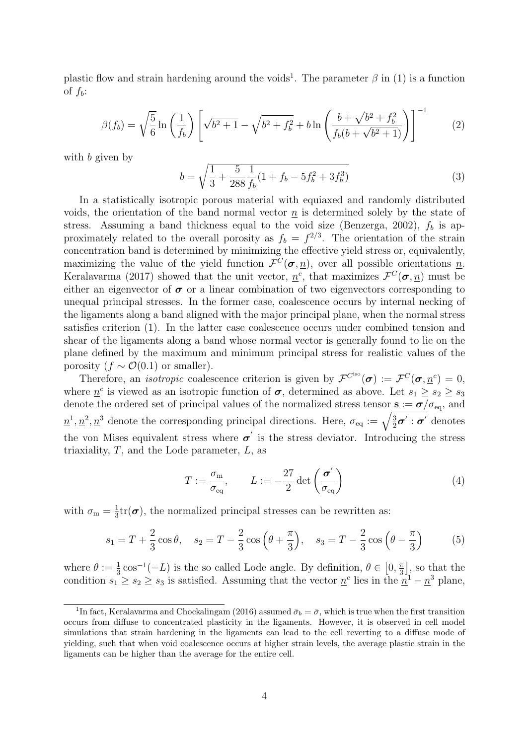plastic flow and strain hardening around the voids[1]. The parameter $\beta$ in (1) is a function of $f_b$:

$$\beta(f_b) = \sqrt{\frac{5}{6}} \ln\left(\frac{1}{f_b}\right) \left[\sqrt{b^2+1} - \sqrt{b^2+f_b^2} + b \ln\left(\frac{b+\sqrt{b^2+f_b^2}}{f_b(b+\sqrt{b^2+1})}\right)\right]^{-1} \tag{2}$$

with $b$ given by

$$b = \sqrt{\frac{1}{3} + \frac{5}{288}\frac{1}{f_b}(1+f_b-5f_b^2+3f_b^3)} \tag{3}$$

In a statistically isotropic porous material with equiaxed and randomly distributed voids, the orientation of the band normal vector $\underline{n}$ is determined solely by the state of stress. Assuming a band thickness equal to the void size (Benzerga, 2002), $f_b$ is approximately related to the overall porosity as $f_b = f^{2/3}$. The orientation of the strain concentration band is determined by minimizing the effective yield stress or, equivalently, maximizing the value of the yield function $\mathcal{F}^C(\boldsymbol{\sigma}, \underline{n})$, over all possible orientations $\underline{n}$. Keralavarma (2017) showed that the unit vector, $\underline{n}^c$, that maximizes $\mathcal{F}^C(\boldsymbol{\sigma}, \underline{n})$ must be either an eigenvector of $\boldsymbol{\sigma}$ or a linear combination of two eigenvectors corresponding to unequal principal stresses. In the former case, coalescence occurs by internal necking of the ligaments along a band aligned with the major principal plane, when the normal stress satisfies criterion (1). In the latter case coalescence occurs under combined tension and shear of the ligaments along a band whose normal vector is generally found to lie on the plane defined by the maximum and minimum principal stress for realistic values of the porosity ($f \sim \mathcal{O}(0.1)$ or smaller).

Therefore, an *isotropic* coalescence criterion is given by $\mathcal{F}^{C^{\text{iso}}}(\boldsymbol{\sigma}) := \mathcal{F}^C(\boldsymbol{\sigma}, \underline{n}^c) = 0$, where $\underline{n}^c$ is viewed as an isotropic function of $\boldsymbol{\sigma}$, determined as above. Let $s_1 \geq s_2 \geq s_3$ denote the ordered set of principal values of the normalized stress tensor $\mathbf{s} := \boldsymbol{\sigma}/\sigma_{\text{eq}}$, and $\underline{n}^1, \underline{n}^2, \underline{n}^3$ denote the corresponding principal directions. Here, $\sigma_{\text{eq}} := \sqrt{\frac{3}{2}\boldsymbol{\sigma}' : \boldsymbol{\sigma}'}$ denotes the von Mises equivalent stress where $\boldsymbol{\sigma}'$ is the stress deviator. Introducing the stress triaxiality, $T$, and the Lode parameter, $L$, as

$$T := \frac{\sigma_{\text{m}}}{\sigma_{\text{eq}}}, \qquad L := -\frac{27}{2}\det\left(\frac{\boldsymbol{\sigma}'}{\sigma_{\text{eq}}}\right) \tag{4}$$

with $\sigma_{\text{m}} = \frac{1}{3}\text{tr}(\boldsymbol{\sigma})$, the normalized principal stresses can be rewritten as:

$$s_1 = T + \frac{2}{3}\cos\theta, \quad s_2 = T - \frac{2}{3}\cos\left(\theta + \frac{\pi}{3}\right), \quad s_3 = T - \frac{2}{3}\cos\left(\theta - \frac{\pi}{3}\right) \tag{5}$$

where $\theta := \frac{1}{3}\cos^{-1}(-L)$ is the so called Lode angle. By definition, $\theta \in \left[0, \frac{\pi}{3}\right]$, so that the condition $s_1 \geq s_2 \geq s_3$ is satisfied. Assuming that the vector $\underline{n}^c$ lies in the $\underline{n}^1 - \underline{n}^3$ plane,

[1] In fact, Keralavarma and Chockalingam (2016) assumed $\bar{\sigma}_b = \bar{\sigma}$, which is true when the first transition occurs from diffuse to concentrated plasticity in the ligaments. However, it is observed in cell model simulations that strain hardening in the ligaments can lead to the cell reverting to a diffuse mode of yielding, such that when void coalescence occurs at higher strain levels, the average plastic strain in the ligaments can be higher than the average for the entire cell.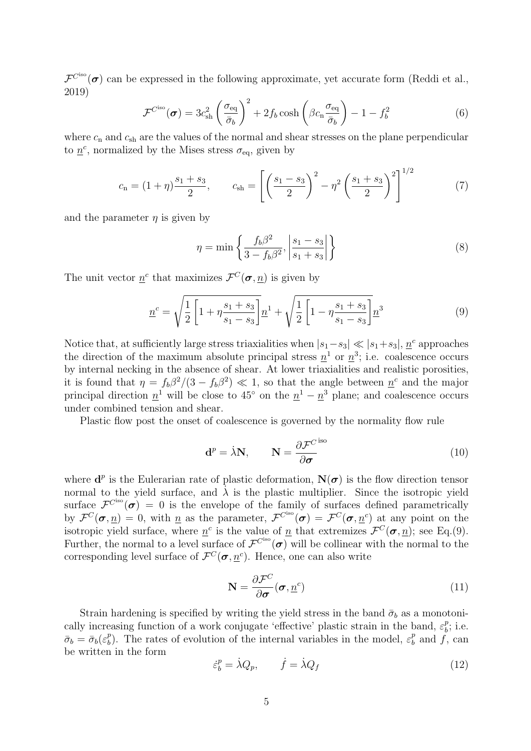$\mathcal{F}^{C^{\rm iso}}(\boldsymbol{\sigma})$ can be expressed in the following approximate, yet accurate form (Reddi et al., 2019)

$$\mathcal{F}^{C^{\rm iso}}(\boldsymbol{\sigma}) = 3c_{\rm sh}^2\left(\frac{\sigma_{\rm eq}}{\bar{\sigma}_b}\right)^2 + 2f_b\cosh\left(\beta c_{\rm n}\frac{\sigma_{\rm eq}}{\bar{\sigma}_b}\right) - 1 - f_b^2 \tag{6}$$

where $c_{\rm n}$ and $c_{\rm sh}$ are the values of the normal and shear stresses on the plane perpendicular to $\underline{n}^c$, normalized by the Mises stress $\sigma_{\rm eq}$, given by

$$c_{\rm n} = (1+\eta)\frac{s_1+s_3}{2}, \qquad c_{\rm sh} = \left[\left(\frac{s_1-s_3}{2}\right)^2 - \eta^2\left(\frac{s_1+s_3}{2}\right)^2\right]^{1/2} \tag{7}$$

and the parameter $\eta$ is given by

$$\eta = \min\left\{\frac{f_b\beta^2}{3-f_b\beta^2}, \left|\frac{s_1-s_3}{s_1+s_3}\right|\right\} \tag{8}$$

The unit vector $\underline{n}^c$ that maximizes $\mathcal{F}^C(\boldsymbol{\sigma},\underline{n})$ is given by

$$\underline{n}^c = \sqrt{\frac{1}{2}\left[1+\eta\frac{s_1+s_3}{s_1-s_3}\right]}\underline{n}^1 + \sqrt{\frac{1}{2}\left[1-\eta\frac{s_1+s_3}{s_1-s_3}\right]}\underline{n}^3 \tag{9}$$

Notice that, at sufficiently large stress triaxialities when $|s_1-s_3| \ll |s_1+s_3|$, $\underline{n}^c$ approaches the direction of the maximum absolute principal stress $\underline{n}^1$ or $\underline{n}^3$; i.e. coalescence occurs by internal necking in the absence of shear. At lower triaxialities and realistic porosities, it is found that $\eta = f_b\beta^2/(3-f_b\beta^2) \ll 1$, so that the angle between $\underline{n}^c$ and the major principal direction $\underline{n}^1$ will be close to 45° on the $\underline{n}^1 - \underline{n}^3$ plane; and coalescence occurs under combined tension and shear.

Plastic flow post the onset of coalescence is governed by the normality flow rule

$$\mathbf{d}^p = \dot{\lambda}\mathbf{N}, \qquad \mathbf{N} = \frac{\partial \mathcal{F}^{C^{\rm iso}}}{\partial \boldsymbol{\sigma}} \tag{10}$$

where $\mathbf{d}^p$ is the Eulerarian rate of plastic deformation, $\mathbf{N}(\boldsymbol{\sigma})$ is the flow direction tensor normal to the yield surface, and $\dot{\lambda}$ is the plastic multiplier. Since the isotropic yield surface $\mathcal{F}^{C^{\rm iso}}(\boldsymbol{\sigma}) = 0$ is the envelope of the family of surfaces defined parametrically by $\mathcal{F}^C(\boldsymbol{\sigma},\underline{n}) = 0$, with $\underline{n}$ as the parameter, $\mathcal{F}^{C^{\rm iso}}(\boldsymbol{\sigma}) = \mathcal{F}^C(\boldsymbol{\sigma},\underline{n}^c)$ at any point on the isotropic yield surface, where $\underline{n}^c$ is the value of $\underline{n}$ that extremizes $\mathcal{F}^C(\boldsymbol{\sigma},\underline{n})$; see Eq.(9). Further, the normal to a level surface of $\mathcal{F}^{C^{\rm iso}}(\boldsymbol{\sigma})$ will be collinear with the normal to the corresponding level surface of $\mathcal{F}^C(\boldsymbol{\sigma},\underline{n}^c)$. Hence, one can also write

$$\mathbf{N} = \frac{\partial \mathcal{F}^C}{\partial \boldsymbol{\sigma}}(\boldsymbol{\sigma},\underline{n}^c) \tag{11}$$

Strain hardening is specified by writing the yield stress in the band $\bar{\sigma}_b$ as a monotonically increasing function of a work conjugate 'effective' plastic strain in the band, $\varepsilon_b^p$; i.e. $\bar{\sigma}_b = \bar{\sigma}_b(\varepsilon_b^p)$. The rates of evolution of the internal variables in the model, $\varepsilon_b^p$ and $f$, can be written in the form

$$\dot{\varepsilon}_b^p = \dot{\lambda}Q_p, \qquad \dot{f} = \dot{\lambda}Q_f \tag{12}$$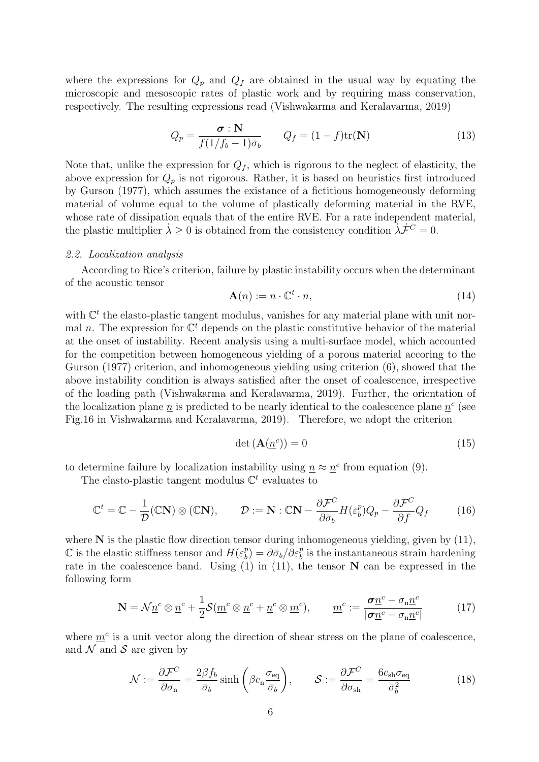where the expressions for $Q_p$ and $Q_f$ are obtained in the usual way by equating the microscopic and mesoscopic rates of plastic work and by requiring mass conservation, respectively. The resulting expressions read (Vishwakarma and Keralavarma, 2019)

$$Q_p = \frac{\boldsymbol{\sigma} : \mathbf{N}}{f(1/f_b - 1)\bar{\sigma}_b} \qquad Q_f = (1-f)\mathrm{tr}(\mathbf{N}) \tag{13}$$

Note that, unlike the expression for $Q_f$, which is rigorous to the neglect of elasticity, the above expression for $Q_p$ is not rigorous. Rather, it is based on heuristics first introduced by Gurson (1977), which assumes the existance of a fictitious homogeneously deforming material of volume equal to the volume of plastically deforming material in the RVE, whose rate of dissipation equals that of the entire RVE. For a rate independent material, the plastic multiplier $\dot{\lambda} \geq 0$ is obtained from the consistency condition $\dot{\lambda}\dot{\mathcal{F}}^C = 0$.

### 2.2. Localization analysis

According to Rice's criterion, failure by plastic instability occurs when the determinant of the acoustic tensor

$$\mathbf{A}(\underline{n}) := \underline{n} \cdot \mathbb{C}^t \cdot \underline{n}, \tag{14}$$

with $\mathbb{C}^t$ the elasto-plastic tangent modulus, vanishes for any material plane with unit normal $\underline{n}$. The expression for $\mathbb{C}^t$ depends on the plastic constitutive behavior of the material at the onset of instability. Recent analysis using a multi-surface model, which accounted for the competition between homogeneous yielding of a porous material accoring to the Gurson (1977) criterion, and inhomogeneous yielding using criterion (6), showed that the above instability condition is always satisfied after the onset of coalescence, irrespective of the loading path (Vishwakarma and Keralavarma, 2019). Further, the orientation of the localization plane $\underline{n}$ is predicted to be nearly identical to the coalescence plane $\underline{n}^c$ (see Fig.16 in Vishwakarma and Keralavarma, 2019). Therefore, we adopt the criterion

$$\det\left(\mathbf{A}(\underline{n}^c)\right) = 0 \tag{15}$$

to determine failure by localization instability using $\underline{n} \approx \underline{n}^c$ from equation (9).

The elasto-plastic tangent modulus $\mathbb{C}^t$ evaluates to

$$\mathbb{C}^t = \mathbb{C} - \frac{1}{\mathcal{D}}(\mathbb{C}\mathbf{N}) \otimes (\mathbb{C}\mathbf{N}), \qquad \mathcal{D} := \mathbf{N} : \mathbb{C}\mathbf{N} - \frac{\partial \mathcal{F}^C}{\partial \bar{\sigma}_b} H(\varepsilon_b^p) Q_p - \frac{\partial \mathcal{F}^C}{\partial f} Q_f \tag{16}$$

where $\mathbf{N}$ is the plastic flow direction tensor during inhomogeneous yielding, given by (11), $\mathbb{C}$ is the elastic stiffness tensor and $H(\varepsilon_b^p) = \partial\bar{\sigma}_b/\partial\varepsilon_b^p$ is the instantaneous strain hardening rate in the coalescence band. Using (1) in (11), the tensor $\mathbf{N}$ can be expressed in the following form

$$\mathbf{N} = \mathcal{N}\underline{n}^c \otimes \underline{n}^c + \frac{1}{2}\mathcal{S}(\underline{m}^c \otimes \underline{n}^c + \underline{n}^c \otimes \underline{m}^c), \qquad \underline{m}^c := \frac{\boldsymbol{\sigma}\underline{n}^c - \sigma_{\mathrm{n}}\underline{n}^c}{|\boldsymbol{\sigma}\underline{n}^c - \sigma_{\mathrm{n}}\underline{n}^c|} \tag{17}$$

where $\underline{m}^c$ is a unit vector along the direction of shear stress on the plane of coalescence, and $\mathcal{N}$ and $\mathcal{S}$ are given by

$$\mathcal{N} := \frac{\partial \mathcal{F}^C}{\partial \sigma_{\mathrm{n}}} = \frac{2\beta f_b}{\bar{\sigma}_b}\sinh\left(\beta c_{\mathrm{n}}\frac{\sigma_{\mathrm{eq}}}{\bar{\sigma}_b}\right), \qquad \mathcal{S} := \frac{\partial \mathcal{F}^C}{\partial \sigma_{\mathrm{sh}}} = \frac{6c_{\mathrm{sh}}\sigma_{\mathrm{eq}}}{\bar{\sigma}_b^2} \tag{18}$$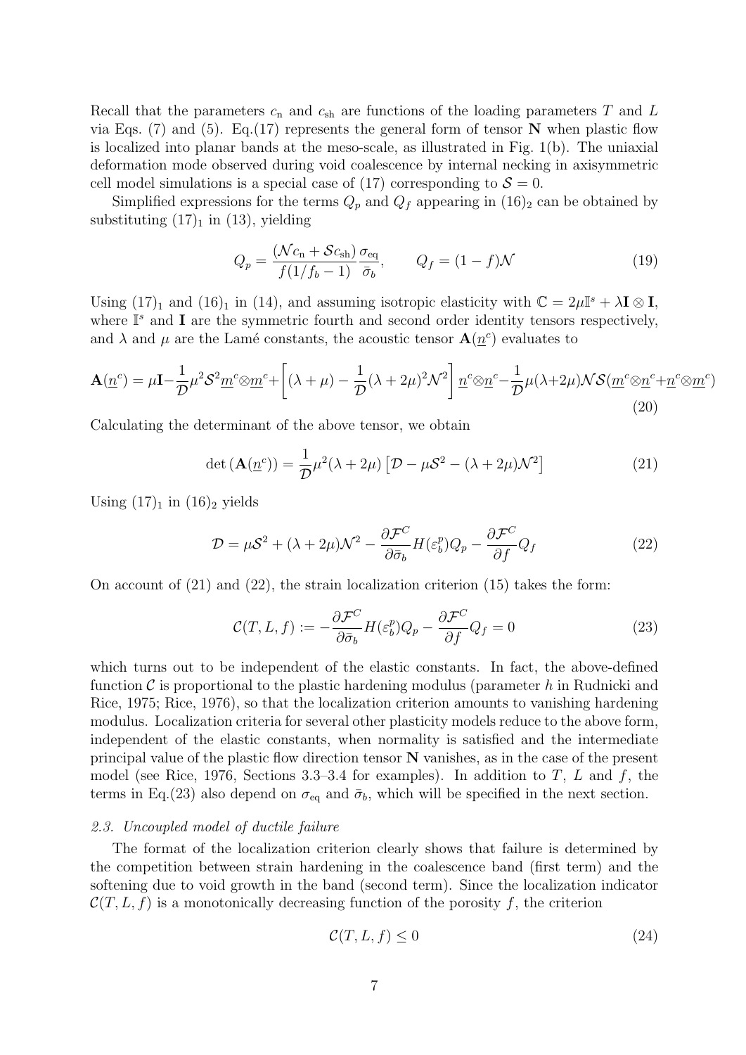Recall that the parameters $c_{\rm n}$ and $c_{\rm sh}$ are functions of the loading parameters $T$ and $L$ via Eqs. (7) and (5). Eq.(17) represents the general form of tensor $\mathbf{N}$ when plastic flow is localized into planar bands at the meso-scale, as illustrated in Fig. 1(b). The uniaxial deformation mode observed during void coalescence by internal necking in axisymmetric cell model simulations is a special case of (17) corresponding to $\mathcal{S} = 0$.

Simplified expressions for the terms $Q_p$ and $Q_f$ appearing in $(16)_2$ can be obtained by substituting $(17)_1$ in (13), yielding

$$Q_p = \frac{(\mathcal{N} c_{\rm n} + \mathcal{S} c_{\rm sh})}{f(1/f_b - 1)} \frac{\sigma_{\rm eq}}{\bar{\sigma}_b}, \qquad Q_f = (1 - f)\mathcal{N} \tag{19}$$

Using $(17)_1$ and $(16)_1$ in (14), and assuming isotropic elasticity with $\mathbb{C} = 2\mu\mathbb{I}^s + \lambda \mathbf{I} \otimes \mathbf{I}$, where $\mathbb{I}^s$ and $\mathbf{I}$ are the symmetric fourth and second order identity tensors respectively, and $\lambda$ and $\mu$ are the Lamé constants, the acoustic tensor $\mathbf{A}(\underline{n}^c)$ evaluates to

$$\mathbf{A}(\underline{n}^c) = \mu\mathbf{I} - \frac{1}{\mathcal{D}}\mu^2\mathcal{S}^2\underline{m}^c \otimes \underline{m}^c + \left[(\lambda + \mu) - \frac{1}{\mathcal{D}}(\lambda + 2\mu)^2\mathcal{N}^2\right] \underline{n}^c \otimes \underline{n}^c - \frac{1}{\mathcal{D}}\mu(\lambda + 2\mu)\mathcal{N}\mathcal{S}(\underline{m}^c \otimes \underline{n}^c + \underline{n}^c \otimes \underline{m}^c) \tag{20}$$

Calculating the determinant of the above tensor, we obtain

$$\det\left(\mathbf{A}(\underline{n}^c)\right) = \frac{1}{\mathcal{D}}\mu^2(\lambda + 2\mu)\left[\mathcal{D} - \mu\mathcal{S}^2 - (\lambda + 2\mu)\mathcal{N}^2\right] \tag{21}$$

Using $(17)_1$ in $(16)_2$ yields

$$\mathcal{D} = \mu\mathcal{S}^2 + (\lambda + 2\mu)\mathcal{N}^2 - \frac{\partial \mathcal{F}^C}{\partial \bar{\sigma}_b} H(\varepsilon_b^p) Q_p - \frac{\partial \mathcal{F}^C}{\partial f} Q_f \tag{22}$$

On account of (21) and (22), the strain localization criterion (15) takes the form:

$$\mathcal{C}(T, L, f) := -\frac{\partial \mathcal{F}^C}{\partial \bar{\sigma}_b} H(\varepsilon_b^p) Q_p - \frac{\partial \mathcal{F}^C}{\partial f} Q_f = 0 \tag{23}$$

which turns out to be independent of the elastic constants. In fact, the above-defined function $\mathcal{C}$ is proportional to the plastic hardening modulus (parameter $h$ in Rudnicki and Rice, 1975; Rice, 1976), so that the localization criterion amounts to vanishing hardening modulus. Localization criteria for several other plasticity models reduce to the above form, independent of the elastic constants, when normality is satisfied and the intermediate principal value of the plastic flow direction tensor $\mathbf{N}$ vanishes, as in the case of the present model (see Rice, 1976, Sections 3.3–3.4 for examples). In addition to $T$, $L$ and $f$, the terms in Eq.(23) also depend on $\sigma_{\rm eq}$ and $\bar{\sigma}_b$, which will be specified in the next section.

### *2.3. Uncoupled model of ductile failure*

The format of the localization criterion clearly shows that failure is determined by the competition between strain hardening in the coalescence band (first term) and the softening due to void growth in the band (second term). Since the localization indicator $\mathcal{C}(T, L, f)$ is a monotonically decreasing function of the porosity $f$, the criterion

$$\mathcal{C}(T, L, f) \leq 0 \tag{24}$$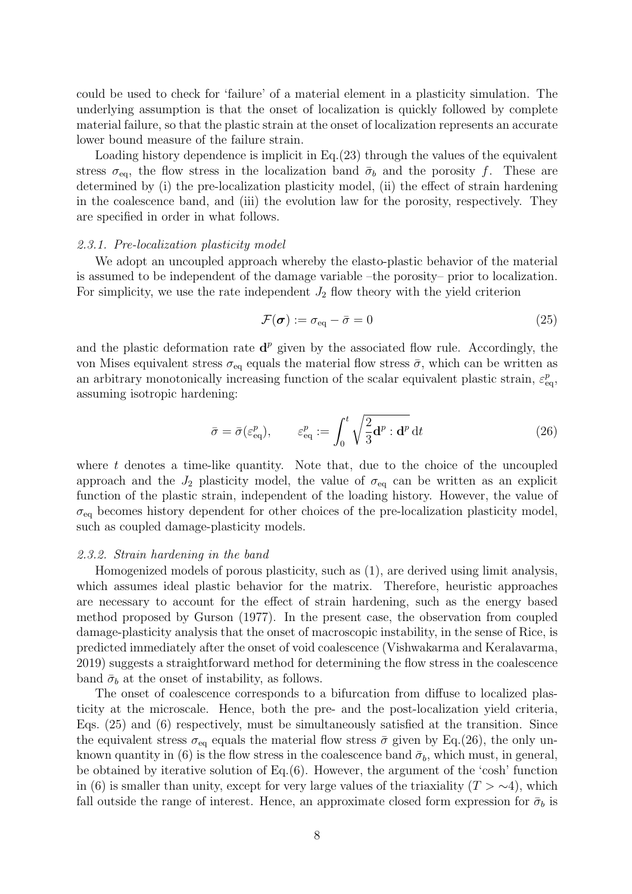could be used to check for 'failure' of a material element in a plasticity simulation. The underlying assumption is that the onset of localization is quickly followed by complete material failure, so that the plastic strain at the onset of localization represents an accurate lower bound measure of the failure strain.

Loading history dependence is implicit in Eq.(23) through the values of the equivalent stress $\sigma_{\text{eq}}$, the flow stress in the localization band $\bar{\sigma}_b$ and the porosity $f$. These are determined by (i) the pre-localization plasticity model, (ii) the effect of strain hardening in the coalescence band, and (iii) the evolution law for the porosity, respectively. They are specified in order in what follows.

### *2.3.1. Pre-localization plasticity model*

We adopt an uncoupled approach whereby the elasto-plastic behavior of the material is assumed to be independent of the damage variable –the porosity– prior to localization. For simplicity, we use the rate independent $J_2$ flow theory with the yield criterion

$$\mathcal{F}(\boldsymbol{\sigma}) := \sigma_{\text{eq}} - \bar{\sigma} = 0 \tag{25}$$

and the plastic deformation rate $\mathbf{d}^p$ given by the associated flow rule. Accordingly, the von Mises equivalent stress $\sigma_{\text{eq}}$ equals the material flow stress $\bar{\sigma}$, which can be written as an arbitrary monotonically increasing function of the scalar equivalent plastic strain, $\varepsilon^p_{\text{eq}}$, assuming isotropic hardening:

$$\bar{\sigma} = \bar{\sigma}(\varepsilon^p_{\text{eq}}), \qquad \varepsilon^p_{\text{eq}} := \int_0^t \sqrt{\frac{2}{3}\mathbf{d}^p : \mathbf{d}^p}\, \mathrm{d}t \tag{26}$$

where $t$ denotes a time-like quantity. Note that, due to the choice of the uncoupled approach and the $J_2$ plasticity model, the value of $\sigma_{\text{eq}}$ can be written as an explicit function of the plastic strain, independent of the loading history. However, the value of $\sigma_{\text{eq}}$ becomes history dependent for other choices of the pre-localization plasticity model, such as coupled damage-plasticity models.

### *2.3.2. Strain hardening in the band*

Homogenized models of porous plasticity, such as (1), are derived using limit analysis, which assumes ideal plastic behavior for the matrix. Therefore, heuristic approaches are necessary to account for the effect of strain hardening, such as the energy based method proposed by Gurson (1977). In the present case, the observation from coupled damage-plasticity analysis that the onset of macroscopic instability, in the sense of Rice, is predicted immediately after the onset of void coalescence (Vishwakarma and Keralavarma, 2019) suggests a straightforward method for determining the flow stress in the coalescence band $\bar{\sigma}_b$ at the onset of instability, as follows.

The onset of coalescence corresponds to a bifurcation from diffuse to localized plasticity at the microscale. Hence, both the pre- and the post-localization yield criteria, Eqs. (25) and (6) respectively, must be simultaneously satisfied at the transition. Since the equivalent stress $\sigma_{\text{eq}}$ equals the material flow stress $\bar{\sigma}$ given by Eq.(26), the only unknown quantity in (6) is the flow stress in the coalescence band $\bar{\sigma}_b$, which must, in general, be obtained by iterative solution of Eq.(6). However, the argument of the 'cosh' function in (6) is smaller than unity, except for very large values of the triaxiality ($T > \sim 4$), which fall outside the range of interest. Hence, an approximate closed form expression for $\bar{\sigma}_b$ is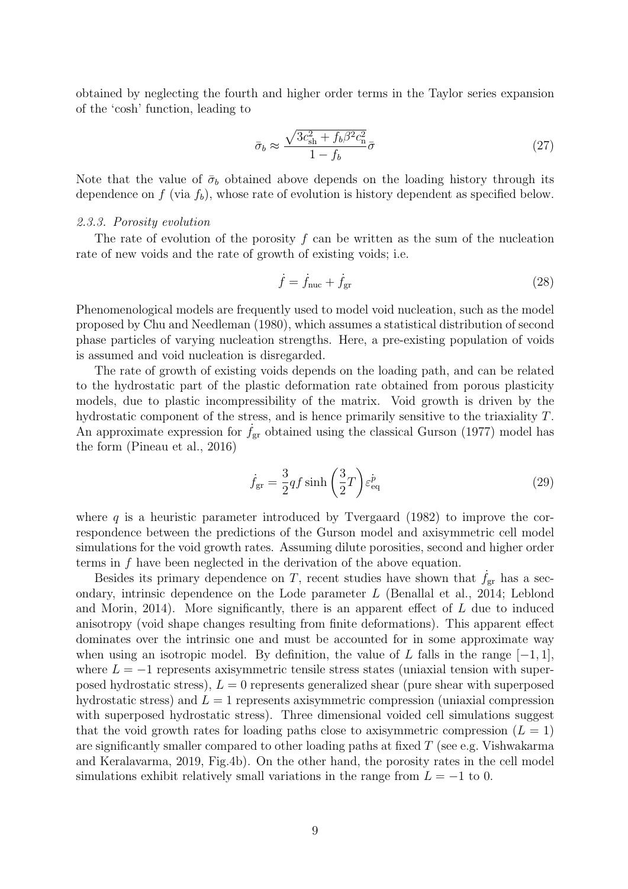obtained by neglecting the fourth and higher order terms in the Taylor series expansion of the 'cosh' function, leading to

$$\bar{\sigma}_b \approx \frac{\sqrt{3c_{\rm sh}^2 + f_b\beta^2 c_{\rm n}^2}}{1 - f_b}\bar{\sigma} \tag{27}$$

Note that the value of $\bar{\sigma}_b$ obtained above depends on the loading history through its dependence on $f$ (via $f_b$), whose rate of evolution is history dependent as specified below.

### *2.3.3. Porosity evolution*

The rate of evolution of the porosity $f$ can be written as the sum of the nucleation rate of new voids and the rate of growth of existing voids; i.e.

$$\dot{f} = \dot{f}_{\rm nuc} + \dot{f}_{\rm gr} \tag{28}$$

Phenomenological models are frequently used to model void nucleation, such as the model proposed by Chu and Needleman (1980), which assumes a statistical distribution of second phase particles of varying nucleation strengths. Here, a pre-existing population of voids is assumed and void nucleation is disregarded.

The rate of growth of existing voids depends on the loading path, and can be related to the hydrostatic part of the plastic deformation rate obtained from porous plasticity models, due to plastic incompressibility of the matrix. Void growth is driven by the hydrostatic component of the stress, and is hence primarily sensitive to the triaxiality $T$. An approximate expression for $\dot{f}_{\rm gr}$ obtained using the classical Gurson (1977) model has the form (Pineau et al., 2016)

$$\dot{f}_{\rm gr} = \frac{3}{2} q f \sinh\left(\frac{3}{2}T\right)\dot{\varepsilon}_{\rm eq}^{p} \tag{29}$$

where $q$ is a heuristic parameter introduced by Tvergaard (1982) to improve the correspondence between the predictions of the Gurson model and axisymmetric cell model simulations for the void growth rates. Assuming dilute porosities, second and higher order terms in $f$ have been neglected in the derivation of the above equation.

Besides its primary dependence on $T$, recent studies have shown that $\dot{f}_{\rm gr}$ has a secondary, intrinsic dependence on the Lode parameter $L$ (Benallal et al., 2014; Leblond and Morin, 2014). More significantly, there is an apparent effect of $L$ due to induced anisotropy (void shape changes resulting from finite deformations). This apparent effect dominates over the intrinsic one and must be accounted for in some approximate way when using an isotropic model. By definition, the value of $L$ falls in the range $[-1, 1]$, where $L = -1$ represents axisymmetric tensile stress states (uniaxial tension with superposed hydrostatic stress), $L = 0$ represents generalized shear (pure shear with superposed hydrostatic stress) and $L = 1$ represents axisymmetric compression (uniaxial compression with superposed hydrostatic stress). Three dimensional voided cell simulations suggest that the void growth rates for loading paths close to axisymmetric compression ($L = 1$) are significantly smaller compared to other loading paths at fixed $T$ (see e.g. Vishwakarma and Keralavarma, 2019, Fig.4b). On the other hand, the porosity rates in the cell model simulations exhibit relatively small variations in the range from $L = -1$ to 0.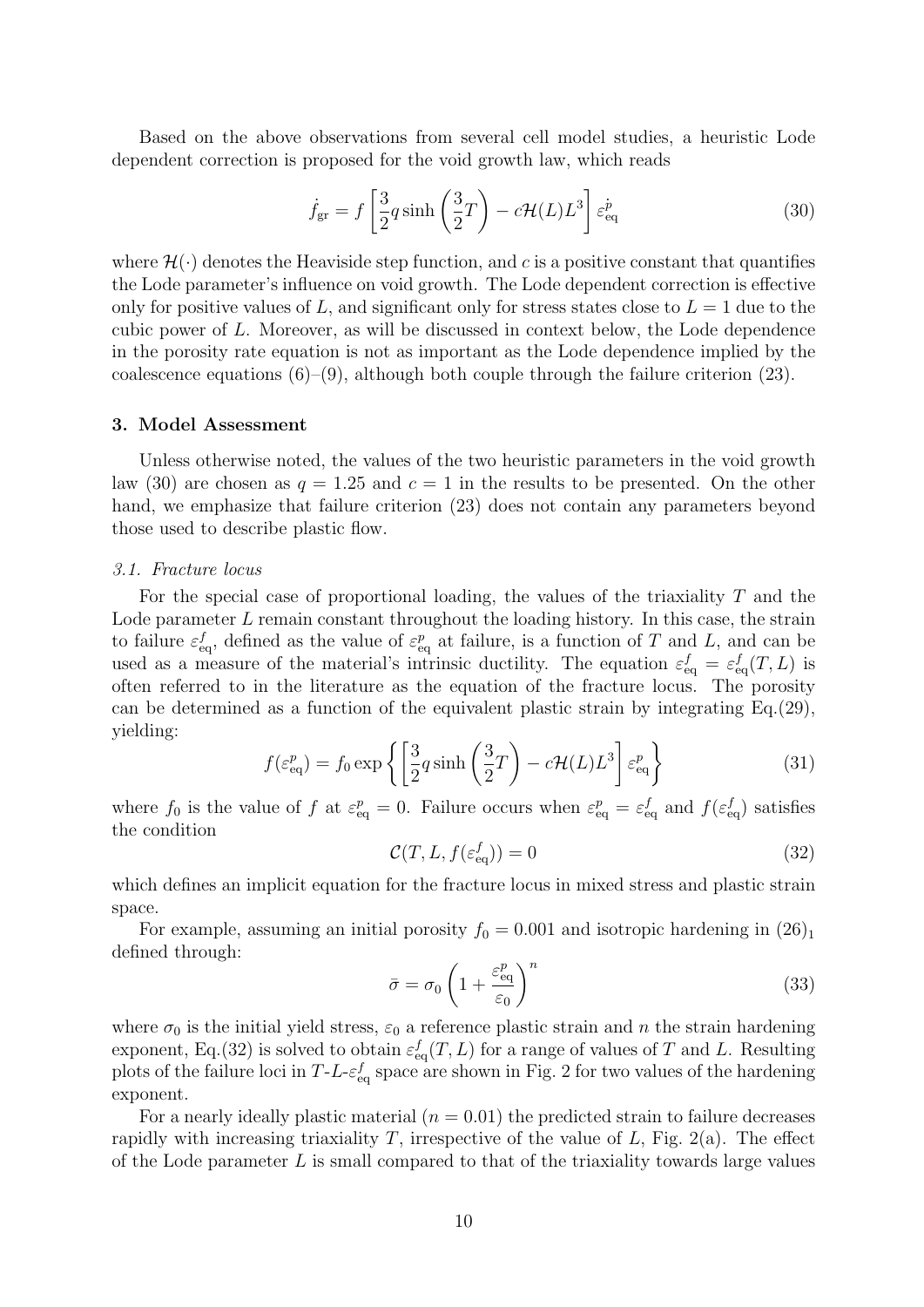Based on the above observations from several cell model studies, a heuristic Lode dependent correction is proposed for the void growth law, which reads

$$\dot{f}_{\rm gr} = f \left[ \frac{3}{2} q \sinh\left(\frac{3}{2}T\right) - c\mathcal{H}(L)L^3 \right] \dot{\varepsilon}^p_{\rm eq} \tag{30}$$

where $\mathcal{H}(\cdot)$ denotes the Heaviside step function, and $c$ is a positive constant that quantifies the Lode parameter's influence on void growth. The Lode dependent correction is effective only for positive values of $L$, and significant only for stress states close to $L = 1$ due to the cubic power of $L$. Moreover, as will be discussed in context below, the Lode dependence in the porosity rate equation is not as important as the Lode dependence implied by the coalescence equations (6)–(9), although both couple through the failure criterion (23).

## 3. Model Assessment

Unless otherwise noted, the values of the two heuristic parameters in the void growth law (30) are chosen as $q = 1.25$ and $c = 1$ in the results to be presented. On the other hand, we emphasize that failure criterion (23) does not contain any parameters beyond those used to describe plastic flow.

### *3.1. Fracture locus*

For the special case of proportional loading, the values of the triaxiality $T$ and the Lode parameter $L$ remain constant throughout the loading history. In this case, the strain to failure $\varepsilon^f_{\rm eq}$, defined as the value of $\varepsilon^p_{\rm eq}$ at failure, is a function of $T$ and $L$, and can be used as a measure of the material's intrinsic ductility. The equation $\varepsilon^f_{\rm eq} = \varepsilon^f_{\rm eq}(T, L)$ is often referred to in the literature as the equation of the fracture locus. The porosity can be determined as a function of the equivalent plastic strain by integrating Eq.(29), yielding:

$$f(\varepsilon^p_{\rm eq}) = f_0 \exp\left\{ \left[ \frac{3}{2} q \sinh\left(\frac{3}{2}T\right) - c\mathcal{H}(L)L^3 \right] \varepsilon^p_{\rm eq} \right\} \tag{31}$$

where $f_0$ is the value of $f$ at $\varepsilon^p_{\rm eq} = 0$. Failure occurs when $\varepsilon^p_{\rm eq} = \varepsilon^f_{\rm eq}$ and $f(\varepsilon^f_{\rm eq})$ satisfies the condition

$$\mathcal{C}(T, L, f(\varepsilon^f_{\rm eq})) = 0 \tag{32}$$

which defines an implicit equation for the fracture locus in mixed stress and plastic strain space.

For example, assuming an initial porosity $f_0 = 0.001$ and isotropic hardening in $(26)_1$ defined through:

$$\bar{\sigma} = \sigma_0 \left( 1 + \frac{\varepsilon^p_{\rm eq}}{\varepsilon_0} \right)^n \tag{33}$$

where $\sigma_0$ is the initial yield stress, $\varepsilon_0$ a reference plastic strain and $n$ the strain hardening exponent, Eq.(32) is solved to obtain $\varepsilon^f_{\rm eq}(T, L)$ for a range of values of $T$ and $L$. Resulting plots of the failure loci in $T$-$L$-$\varepsilon^f_{\rm eq}$ space are shown in Fig. 2 for two values of the hardening exponent.

For a nearly ideally plastic material ($n = 0.01$) the predicted strain to failure decreases rapidly with increasing triaxiality $T$, irrespective of the value of $L$, Fig. 2(a). The effect of the Lode parameter $L$ is small compared to that of the triaxiality towards large values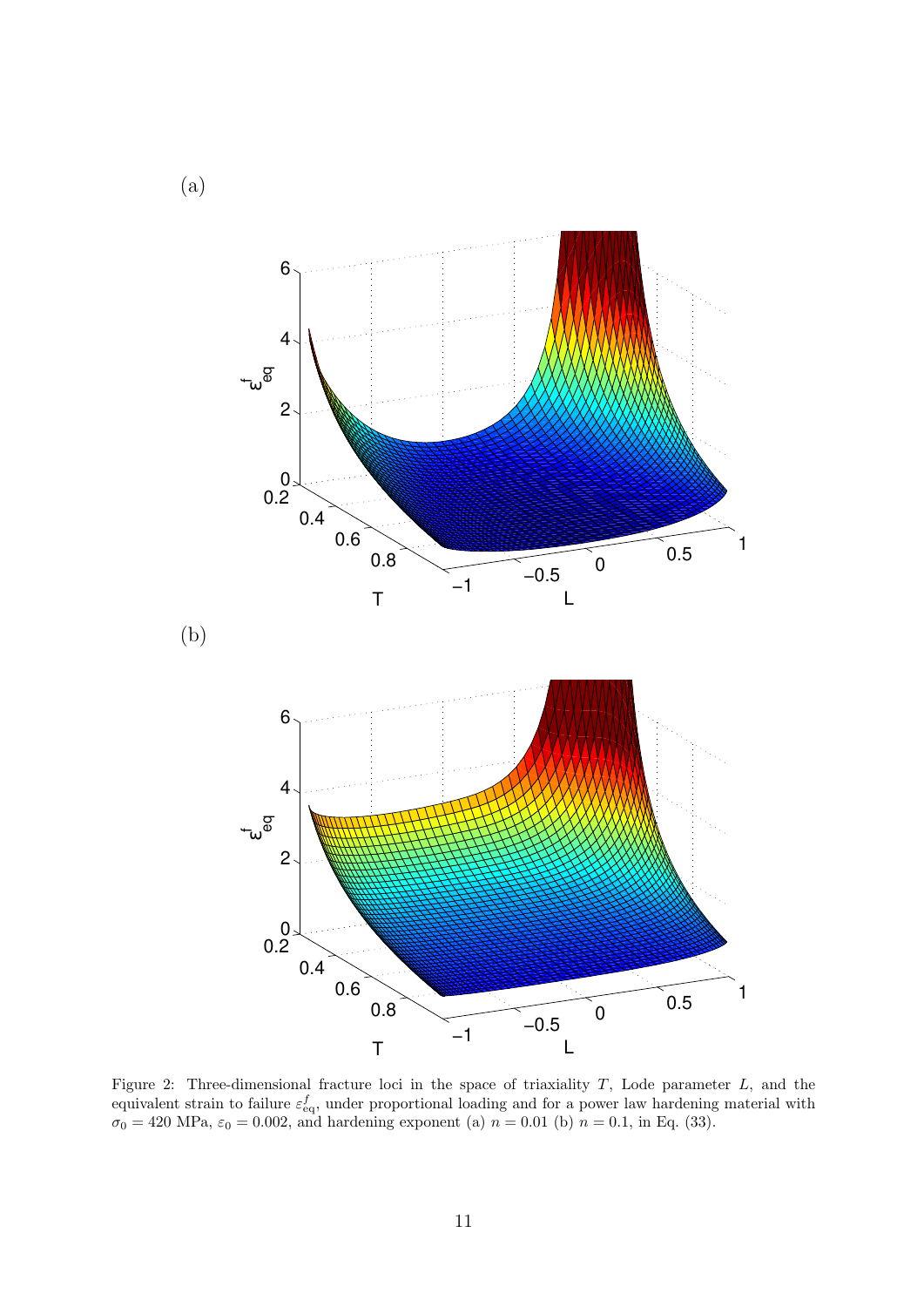(a)

(b)

Figure 2: Three-dimensional fracture loci in the space of triaxiality $T$, Lode parameter $L$, and the equivalent strain to failure $\varepsilon_{\mathrm{eq}}^{f}$, under proportional loading and for a power law hardening material with $\sigma_0 = 420$ MPa, $\varepsilon_0 = 0.002$, and hardening exponent (a) $n = 0.01$ (b) $n = 0.1$, in Eq. (33).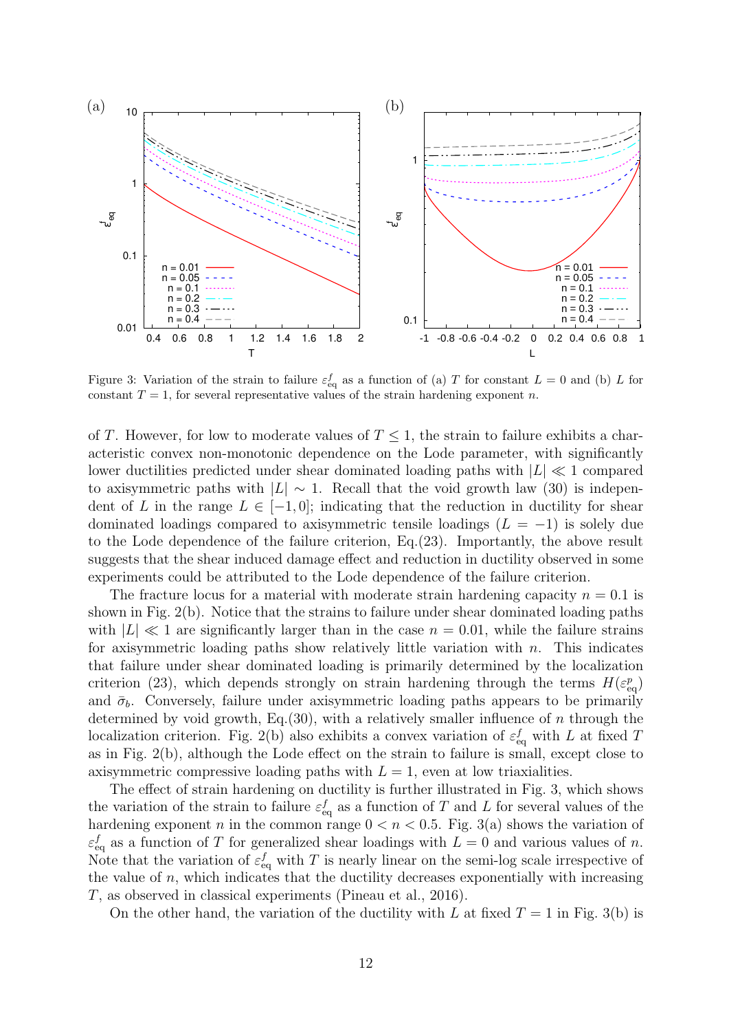Figure 3: Variation of the strain to failure $\varepsilon^f_{\rm eq}$ as a function of (a) $T$ for constant $L = 0$ and (b) $L$ for constant $T = 1$, for several representative values of the strain hardening exponent $n$.

of $T$. However, for low to moderate values of $T \le 1$, the strain to failure exhibits a characteristic convex non-monotonic dependence on the Lode parameter, with significantly lower ductilities predicted under shear dominated loading paths with $|L| \ll 1$ compared to axisymmetric paths with $|L| \sim 1$. Recall that the void growth law (30) is independent of $L$ in the range $L \in [-1, 0]$; indicating that the reduction in ductility for shear dominated loadings compared to axisymmetric tensile loadings ($L = -1$) is solely due to the Lode dependence of the failure criterion, Eq.(23). Importantly, the above result suggests that the shear induced damage effect and reduction in ductility observed in some experiments could be attributed to the Lode dependence of the failure criterion.

The fracture locus for a material with moderate strain hardening capacity $n = 0.1$ is shown in Fig. 2(b). Notice that the strains to failure under shear dominated loading paths with $|L| \ll 1$ are significantly larger than in the case $n = 0.01$, while the failure strains for axisymmetric loading paths show relatively little variation with $n$. This indicates that failure under shear dominated loading is primarily determined by the localization criterion (23), which depends strongly on strain hardening through the terms $H(\varepsilon^p_{\rm eq})$ and $\bar{\sigma}_b$. Conversely, failure under axisymmetric loading paths appears to be primarily determined by void growth, Eq.(30), with a relatively smaller influence of $n$ through the localization criterion. Fig. 2(b) also exhibits a convex variation of $\varepsilon^f_{\rm eq}$ with $L$ at fixed $T$ as in Fig. 2(b), although the Lode effect on the strain to failure is small, except close to axisymmetric compressive loading paths with $L = 1$, even at low triaxialities.

The effect of strain hardening on ductility is further illustrated in Fig. 3, which shows the variation of the strain to failure $\varepsilon^f_{\rm eq}$ as a function of $T$ and $L$ for several values of the hardening exponent $n$ in the common range $0 < n < 0.5$. Fig. 3(a) shows the variation of $\varepsilon^f_{\rm eq}$ as a function of $T$ for generalized shear loadings with $L = 0$ and various values of $n$. Note that the variation of $\varepsilon^f_{\rm eq}$ with $T$ is nearly linear on the semi-log scale irrespective of the value of $n$, which indicates that the ductility decreases exponentially with increasing $T$, as observed in classical experiments (Pineau et al., 2016).

On the other hand, the variation of the ductility with $L$ at fixed $T = 1$ in Fig. 3(b) is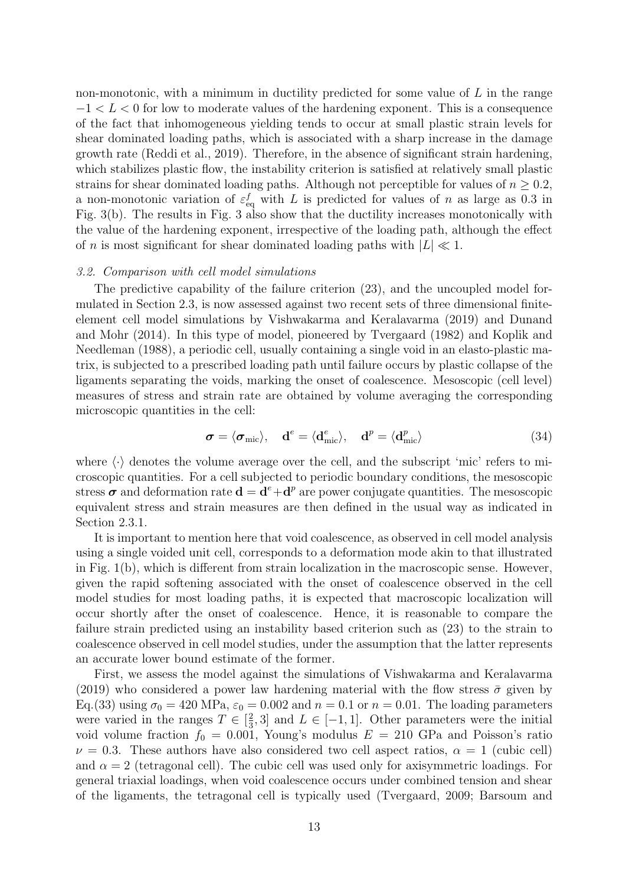non-monotonic, with a minimum in ductility predicted for some value of $L$ in the range $-1 < L < 0$ for low to moderate values of the hardening exponent. This is a consequence of the fact that inhomogeneous yielding tends to occur at small plastic strain levels for shear dominated loading paths, which is associated with a sharp increase in the damage growth rate (Reddi et al., 2019). Therefore, in the absence of significant strain hardening, which stabilizes plastic flow, the instability criterion is satisfied at relatively small plastic strains for shear dominated loading paths. Although not perceptible for values of $n \geq 0.2$, a non-monotonic variation of $\varepsilon^f_{\rm eq}$ with $L$ is predicted for values of $n$ as large as 0.3 in Fig. 3(b). The results in Fig. 3 also show that the ductility increases monotonically with the value of the hardening exponent, irrespective of the loading path, although the effect of $n$ is most significant for shear dominated loading paths with $|L| \ll 1$.

### *3.2. Comparison with cell model simulations*

The predictive capability of the failure criterion (23), and the uncoupled model formulated in Section 2.3, is now assessed against two recent sets of three dimensional finite-element cell model simulations by Vishwakarma and Keralavarma (2019) and Dunand and Mohr (2014). In this type of model, pioneered by Tvergaard (1982) and Koplik and Needleman (1988), a periodic cell, usually containing a single void in an elasto-plastic matrix, is subjected to a prescribed loading path until failure occurs by plastic collapse of the ligaments separating the voids, marking the onset of coalescence. Mesoscopic (cell level) measures of stress and strain rate are obtained by volume averaging the corresponding microscopic quantities in the cell:

$$\boldsymbol{\sigma} = \langle \boldsymbol{\sigma}_{\rm mic} \rangle, \quad \mathbf{d}^e = \langle \mathbf{d}^e_{\rm mic} \rangle, \quad \mathbf{d}^p = \langle \mathbf{d}^p_{\rm mic} \rangle \tag{34}$$

where $\langle \cdot \rangle$ denotes the volume average over the cell, and the subscript 'mic' refers to microscopic quantities. For a cell subjected to periodic boundary conditions, the mesoscopic stress $\boldsymbol{\sigma}$ and deformation rate $\mathbf{d} = \mathbf{d}^e + \mathbf{d}^p$ are power conjugate quantities. The mesoscopic equivalent stress and strain measures are then defined in the usual way as indicated in Section 2.3.1.

It is important to mention here that void coalescence, as observed in cell model analysis using a single voided unit cell, corresponds to a deformation mode akin to that illustrated in Fig. 1(b), which is different from strain localization in the macroscopic sense. However, given the rapid softening associated with the onset of coalescence observed in the cell model studies for most loading paths, it is expected that macroscopic localization will occur shortly after the onset of coalescence. Hence, it is reasonable to compare the failure strain predicted using an instability based criterion such as (23) to the strain to coalescence observed in cell model studies, under the assumption that the latter represents an accurate lower bound estimate of the former.

First, we assess the model against the simulations of Vishwakarma and Keralavarma (2019) who considered a power law hardening material with the flow stress $\bar{\sigma}$ given by Eq.(33) using $\sigma_0 = 420$ MPa, $\varepsilon_0 = 0.002$ and $n = 0.1$ or $n = 0.01$. The loading parameters were varied in the ranges $T \in [\frac{2}{3}, 3]$ and $L \in [-1, 1]$. Other parameters were the initial void volume fraction $f_0 = 0.001$, Young's modulus $E = 210$ GPa and Poisson's ratio $\nu = 0.3$. These authors have also considered two cell aspect ratios, $\alpha = 1$ (cubic cell) and $\alpha = 2$ (tetragonal cell). The cubic cell was used only for axisymmetric loadings. For general triaxial loadings, when void coalescence occurs under combined tension and shear of the ligaments, the tetragonal cell is typically used (Tvergaard, 2009; Barsoum and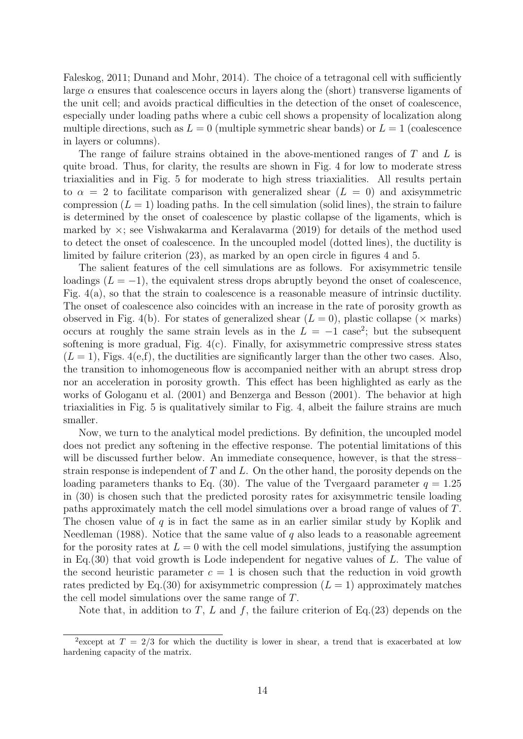Faleskog, 2011; Dunand and Mohr, 2014). The choice of a tetragonal cell with sufficiently large $\alpha$ ensures that coalescence occurs in layers along the (short) transverse ligaments of the unit cell; and avoids practical difficulties in the detection of the onset of coalescence, especially under loading paths where a cubic cell shows a propensity of localization along multiple directions, such as $L = 0$ (multiple symmetric shear bands) or $L = 1$ (coalescence in layers or columns).

The range of failure strains obtained in the above-mentioned ranges of $T$ and $L$ is quite broad. Thus, for clarity, the results are shown in Fig. 4 for low to moderate stress triaxialities and in Fig. 5 for moderate to high stress triaxialities. All results pertain to $\alpha = 2$ to facilitate comparison with generalized shear ($L = 0$) and axisymmetric compression ($L = 1$) loading paths. In the cell simulation (solid lines), the strain to failure is determined by the onset of coalescence by plastic collapse of the ligaments, which is marked by $\times$; see Vishwakarma and Keralavarma (2019) for details of the method used to detect the onset of coalescence. In the uncoupled model (dotted lines), the ductility is limited by failure criterion (23), as marked by an open circle in figures 4 and 5.

The salient features of the cell simulations are as follows. For axisymmetric tensile loadings ($L = -1$), the equivalent stress drops abruptly beyond the onset of coalescence, Fig. 4(a), so that the strain to coalescence is a reasonable measure of intrinsic ductility. The onset of coalescence also coincides with an increase in the rate of porosity growth as observed in Fig. 4(b). For states of generalized shear ($L = 0$), plastic collapse ($\times$ marks) occurs at roughly the same strain levels as in the $L = -1$ case[2]; but the subsequent softening is more gradual, Fig. 4(c). Finally, for axisymmetric compressive stress states ($L = 1$), Figs. 4(e,f), the ductilities are significantly larger than the other two cases. Also, the transition to inhomogeneous flow is accompanied neither with an abrupt stress drop nor an acceleration in porosity growth. This effect has been highlighted as early as the works of Gologanu et al. (2001) and Benzerga and Besson (2001). The behavior at high triaxialities in Fig. 5 is qualitatively similar to Fig. 4, albeit the failure strains are much smaller.

Now, we turn to the analytical model predictions. By definition, the uncoupled model does not predict any softening in the effective response. The potential limitations of this will be discussed further below. An immediate consequence, however, is that the stress–strain response is independent of $T$ and $L$. On the other hand, the porosity depends on the loading parameters thanks to Eq. (30). The value of the Tvergaard parameter $q = 1.25$ in (30) is chosen such that the predicted porosity rates for axisymmetric tensile loading paths approximately match the cell model simulations over a broad range of values of $T$. The chosen value of $q$ is in fact the same as in an earlier similar study by Koplik and Needleman (1988). Notice that the same value of $q$ also leads to a reasonable agreement for the porosity rates at $L = 0$ with the cell model simulations, justifying the assumption in Eq.(30) that void growth is Lode independent for negative values of $L$. The value of the second heuristic parameter $c = 1$ is chosen such that the reduction in void growth rates predicted by Eq.(30) for axisymmetric compression ($L = 1$) approximately matches the cell model simulations over the same range of $T$.

Note that, in addition to $T$, $L$ and $f$, the failure criterion of Eq.(23) depends on the

[2] except at $T = 2/3$ for which the ductility is lower in shear, a trend that is exacerbated at low hardening capacity of the matrix.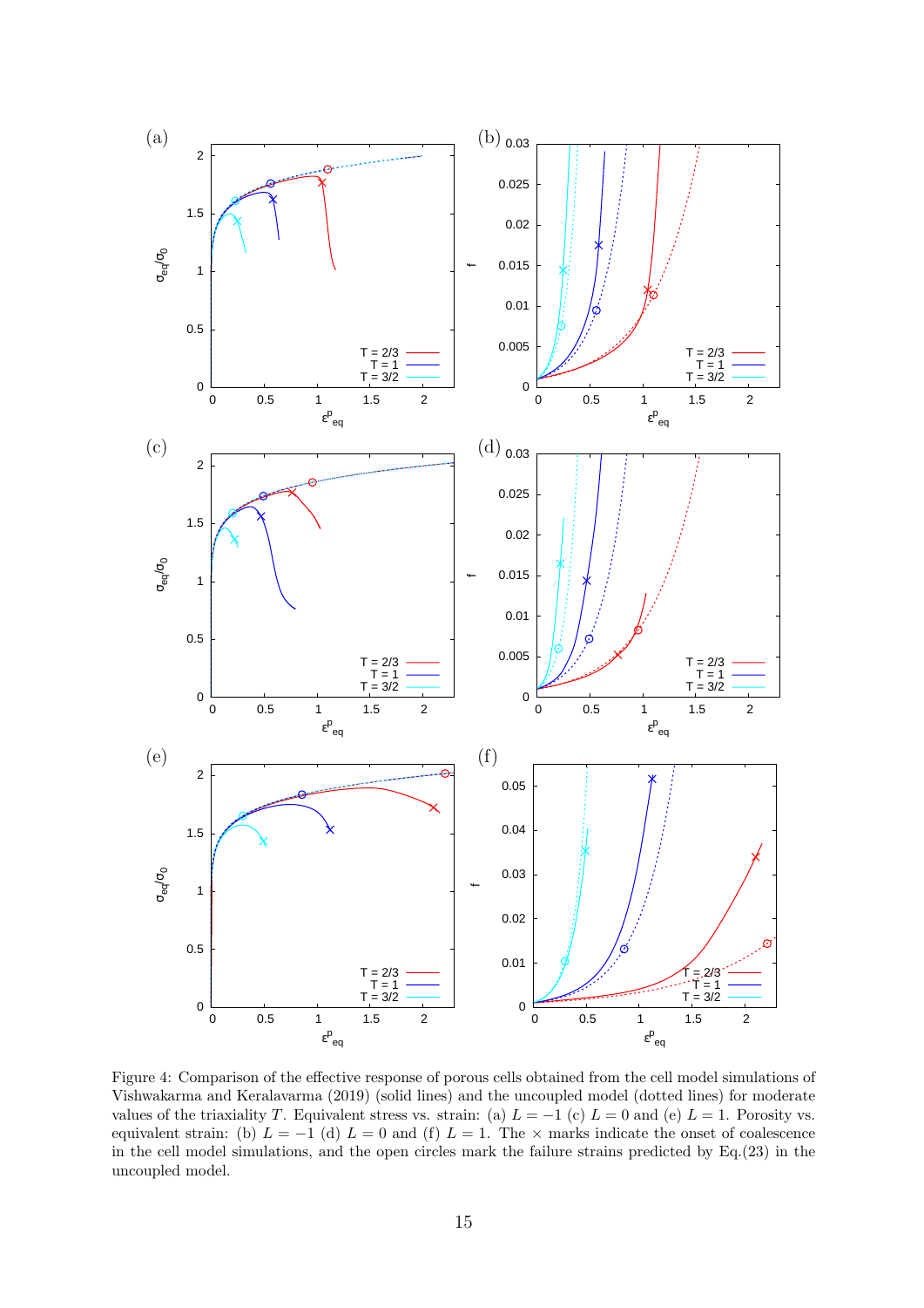Figure 4: Comparison of the effective response of porous cells obtained from the cell model simulations of Vishwakarma and Keralavarma (2019) (solid lines) and the uncoupled model (dotted lines) for moderate values of the triaxiality $T$. Equivalent stress vs. strain: (a) $L = -1$ (c) $L = 0$ and (e) $L = 1$. Porosity vs. equivalent strain: (b) $L = -1$ (d) $L = 0$ and (f) $L = 1$. The $\times$ marks indicate the onset of coalescence in the cell model simulations, and the open circles mark the failure strains predicted by Eq.(23) in the uncoupled model.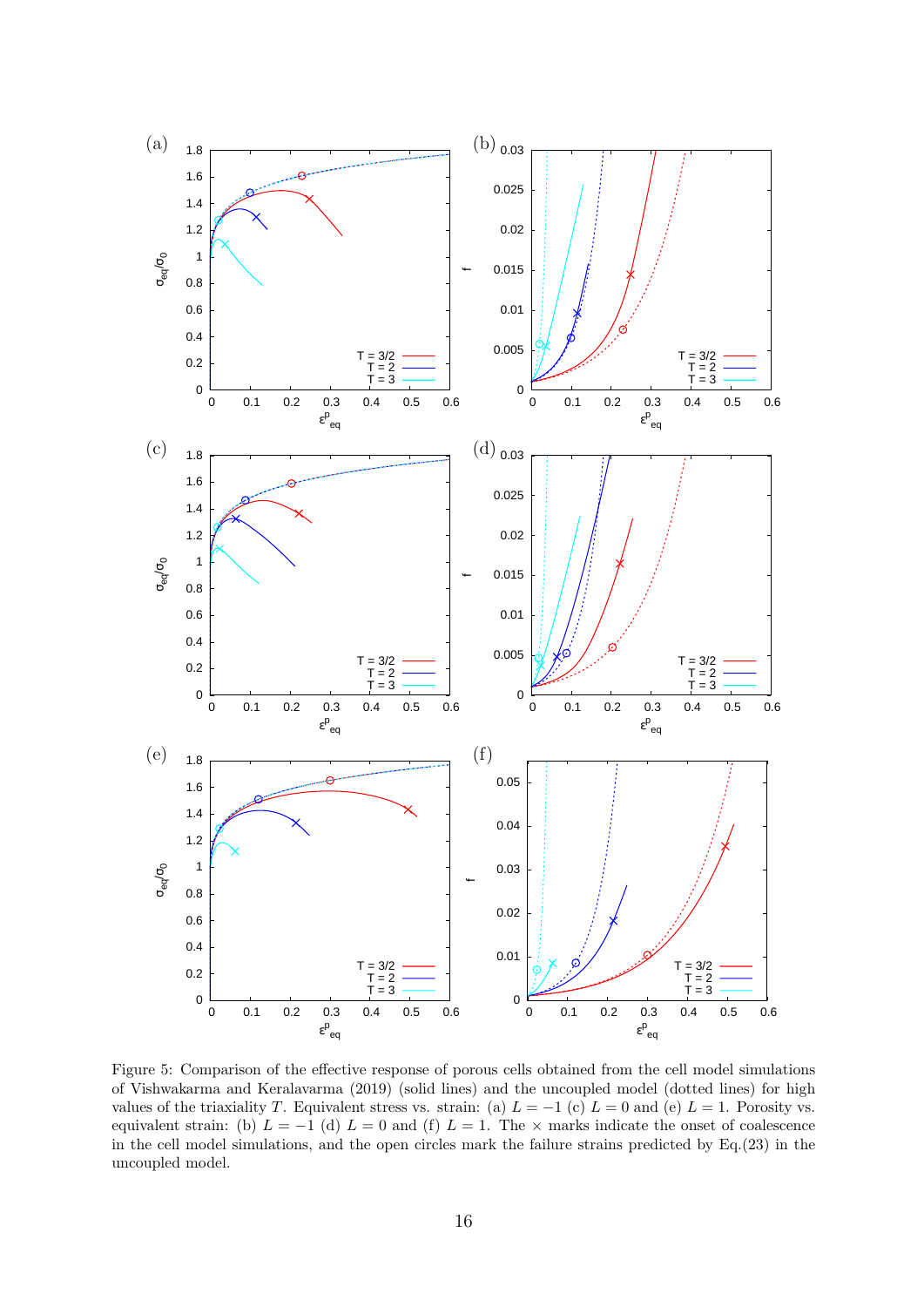Figure 5: Comparison of the effective response of porous cells obtained from the cell model simulations of Vishwakarma and Keralavarma (2019) (solid lines) and the uncoupled model (dotted lines) for high values of the triaxiality $T$. Equivalent stress vs. strain: (a) $L = -1$ (c) $L = 0$ and (e) $L = 1$. Porosity vs. equivalent strain: (b) $L = -1$ (d) $L = 0$ and (f) $L = 1$. The $\times$ marks indicate the onset of coalescence in the cell model simulations, and the open circles mark the failure strains predicted by Eq.(23) in the uncoupled model.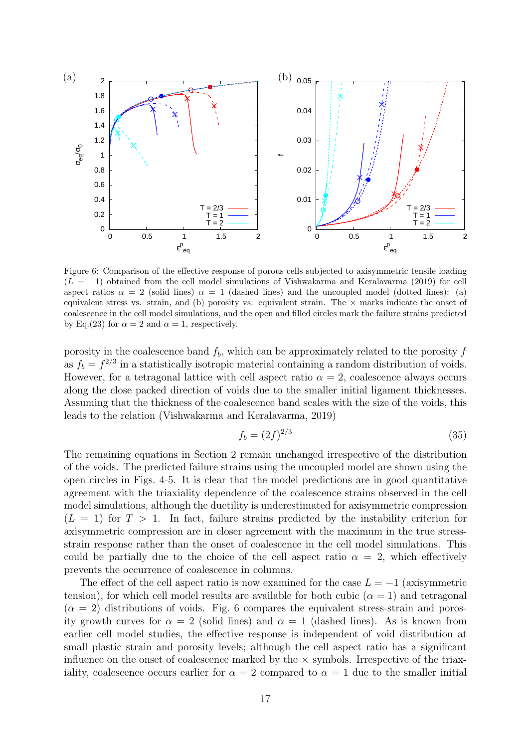Figure 6: Comparison of the effective response of porous cells subjected to axisymmetric tensile loading ($L = -1$) obtained from the cell model simulations of Vishwakarma and Keralavarma (2019) for cell aspect ratios $\alpha = 2$ (solid lines) $\alpha = 1$ (dashed lines) and the uncoupled model (dotted lines): (a) equivalent stress vs. strain, and (b) porosity vs. equivalent strain. The × marks indicate the onset of coalescence in the cell model simulations, and the open and filled circles mark the failure strains predicted by Eq.(23) for $\alpha = 2$ and $\alpha = 1$, respectively.

porosity in the coalescence band $f_b$, which can be approximately related to the porosity $f$ as $f_b = f^{2/3}$ in a statistically isotropic material containing a random distribution of voids. However, for a tetragonal lattice with cell aspect ratio $\alpha = 2$, coalescence always occurs along the close packed direction of voids due to the smaller initial ligament thicknesses. Assuming that the thickness of the coalescence band scales with the size of the voids, this leads to the relation (Vishwakarma and Keralavarma, 2019)

$$f_b = (2f)^{2/3} \tag{35}$$

The remaining equations in Section 2 remain unchanged irrespective of the distribution of the voids. The predicted failure strains using the uncoupled model are shown using the open circles in Figs. 4-5. It is clear that the model predictions are in good quantitative agreement with the triaxiality dependence of the coalescence strains observed in the cell model simulations, although the ductility is underestimated for axisymmetric compression ($L = 1$) for $T > 1$. In fact, failure strains predicted by the instability criterion for axisymmetric compression are in closer agreement with the maximum in the true stress-strain response rather than the onset of coalescence in the cell model simulations. This could be partially due to the choice of the cell aspect ratio $\alpha = 2$, which effectively prevents the occurrence of coalescence in columns.

The effect of the cell aspect ratio is now examined for the case $L = -1$ (axisymmetric tension), for which cell model results are available for both cubic ($\alpha = 1$) and tetragonal ($\alpha = 2$) distributions of voids. Fig. 6 compares the equivalent stress-strain and porosity growth curves for $\alpha = 2$ (solid lines) and $\alpha = 1$ (dashed lines). As is known from earlier cell model studies, the effective response is independent of void distribution at small plastic strain and porosity levels; although the cell aspect ratio has a significant influence on the onset of coalescence marked by the × symbols. Irrespective of the triaxiality, coalescence occurs earlier for $\alpha = 2$ compared to $\alpha = 1$ due to the smaller initial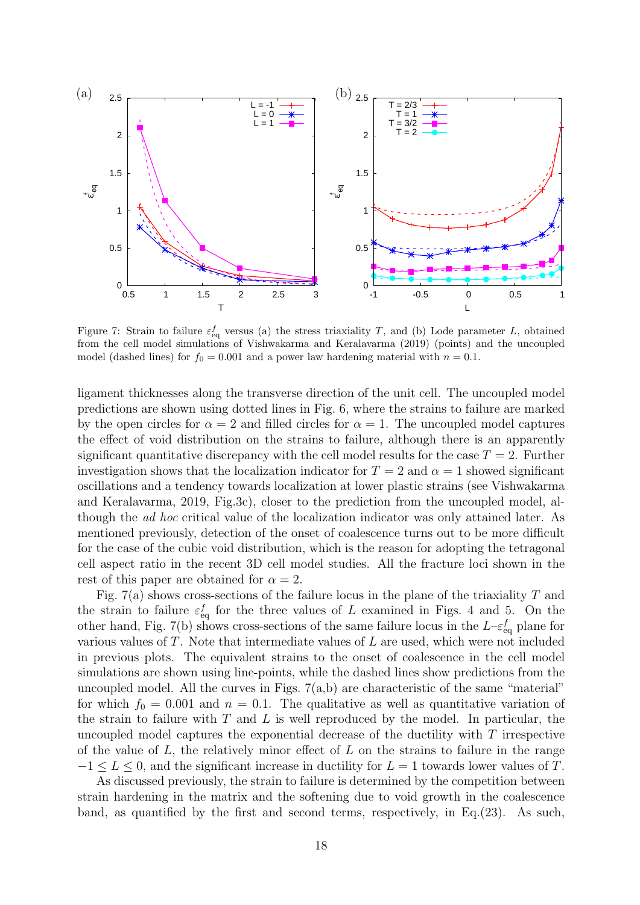Figure 7: Strain to failure $\varepsilon^f_{\mathrm{eq}}$ versus (a) the stress triaxiality $T$, and (b) Lode parameter $L$, obtained from the cell model simulations of Vishwakarma and Keralavarma (2019) (points) and the uncoupled model (dashed lines) for $f_0 = 0.001$ and a power law hardening material with $n = 0.1$.

ligament thicknesses along the transverse direction of the unit cell. The uncoupled model predictions are shown using dotted lines in Fig. 6, where the strains to failure are marked by the open circles for $\alpha = 2$ and filled circles for $\alpha = 1$. The uncoupled model captures the effect of void distribution on the strains to failure, although there is an apparently significant quantitative discrepancy with the cell model results for the case $T = 2$. Further investigation shows that the localization indicator for $T = 2$ and $\alpha = 1$ showed significant oscillations and a tendency towards localization at lower plastic strains (see Vishwakarma and Keralavarma, 2019, Fig.3c), closer to the prediction from the uncoupled model, although the *ad hoc* critical value of the localization indicator was only attained later. As mentioned previously, detection of the onset of coalescence turns out to be more difficult for the case of the cubic void distribution, which is the reason for adopting the tetragonal cell aspect ratio in the recent 3D cell model studies. All the fracture loci shown in the rest of this paper are obtained for $\alpha = 2$.

Fig. 7(a) shows cross-sections of the failure locus in the plane of the triaxiality $T$ and the strain to failure $\varepsilon^f_{\mathrm{eq}}$ for the three values of $L$ examined in Figs. 4 and 5. On the other hand, Fig. 7(b) shows cross-sections of the same failure locus in the $L$–$\varepsilon^f_{\mathrm{eq}}$ plane for various values of $T$. Note that intermediate values of $L$ are used, which were not included in previous plots. The equivalent strains to the onset of coalescence in the cell model simulations are shown using line-points, while the dashed lines show predictions from the uncoupled model. All the curves in Figs. 7(a,b) are characteristic of the same "material" for which $f_0 = 0.001$ and $n = 0.1$. The qualitative as well as quantitative variation of the strain to failure with $T$ and $L$ is well reproduced by the model. In particular, the uncoupled model captures the exponential decrease of the ductility with $T$ irrespective of the value of $L$, the relatively minor effect of $L$ on the strains to failure in the range $-1 \leq L \leq 0$, and the significant increase in ductility for $L = 1$ towards lower values of $T$.

As discussed previously, the strain to failure is determined by the competition between strain hardening in the matrix and the softening due to void growth in the coalescence band, as quantified by the first and second terms, respectively, in Eq.(23). As such,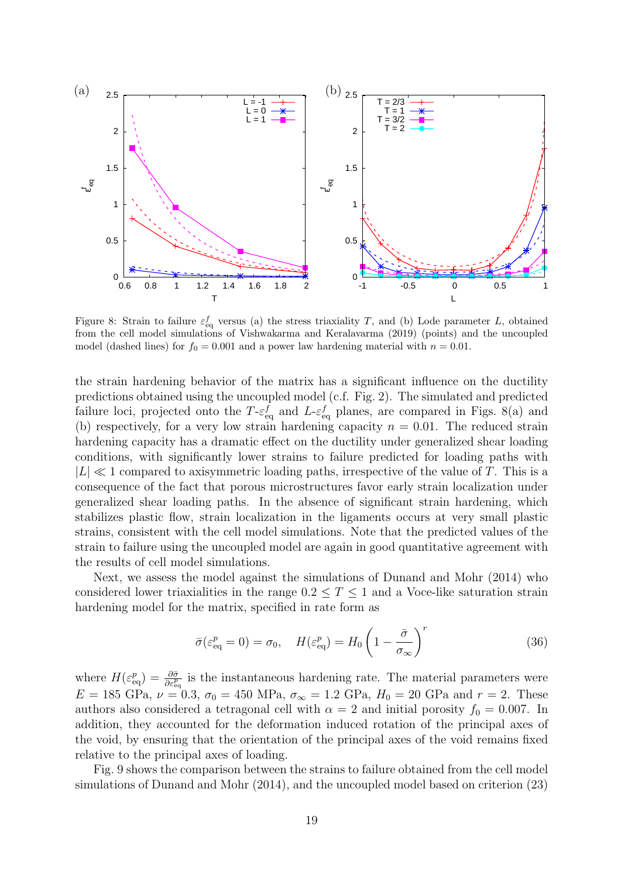Figure 8: Strain to failure $\varepsilon^f_{\rm eq}$ versus (a) the stress triaxiality $T$, and (b) Lode parameter $L$, obtained from the cell model simulations of Vishwakarma and Keralavarma (2019) (points) and the uncoupled model (dashed lines) for $f_0 = 0.001$ and a power law hardening material with $n = 0.01$.

the strain hardening behavior of the matrix has a significant influence on the ductility predictions obtained using the uncoupled model (c.f. Fig. 2). The simulated and predicted failure loci, projected onto the $T$-$\varepsilon^f_{\rm eq}$ and $L$-$\varepsilon^f_{\rm eq}$ planes, are compared in Figs. 8(a) and (b) respectively, for a very low strain hardening capacity $n = 0.01$. The reduced strain hardening capacity has a dramatic effect on the ductility under generalized shear loading conditions, with significantly lower strains to failure predicted for loading paths with $|L| \ll 1$ compared to axisymmetric loading paths, irrespective of the value of $T$. This is a consequence of the fact that porous microstructures favor early strain localization under generalized shear loading paths. In the absence of significant strain hardening, which stabilizes plastic flow, strain localization in the ligaments occurs at very small plastic strains, consistent with the cell model simulations. Note that the predicted values of the strain to failure using the uncoupled model are again in good quantitative agreement with the results of cell model simulations.

Next, we assess the model against the simulations of Dunand and Mohr (2014) who considered lower triaxialities in the range $0.2 \leq T \leq 1$ and a Voce-like saturation strain hardening model for the matrix, specified in rate form as

$$\bar{\sigma}(\varepsilon^p_{\rm eq} = 0) = \sigma_0, \quad H(\varepsilon^p_{\rm eq}) = H_0 \left(1 - \frac{\bar{\sigma}}{\sigma_\infty}\right)^r \tag{36}$$

where $H(\varepsilon^p_{\rm eq}) = \frac{\partial \bar{\sigma}}{\partial \varepsilon^p_{\rm eq}}$ is the instantaneous hardening rate. The material parameters were $E = 185$ GPa, $\nu = 0.3$, $\sigma_0 = 450$ MPa, $\sigma_\infty = 1.2$ GPa, $H_0 = 20$ GPa and $r = 2$. These authors also considered a tetragonal cell with $\alpha = 2$ and initial porosity $f_0 = 0.007$. In addition, they accounted for the deformation induced rotation of the principal axes of the void, by ensuring that the orientation of the principal axes of the void remains fixed relative to the principal axes of loading.

Fig. 9 shows the comparison between the strains to failure obtained from the cell model simulations of Dunand and Mohr (2014), and the uncoupled model based on criterion (23)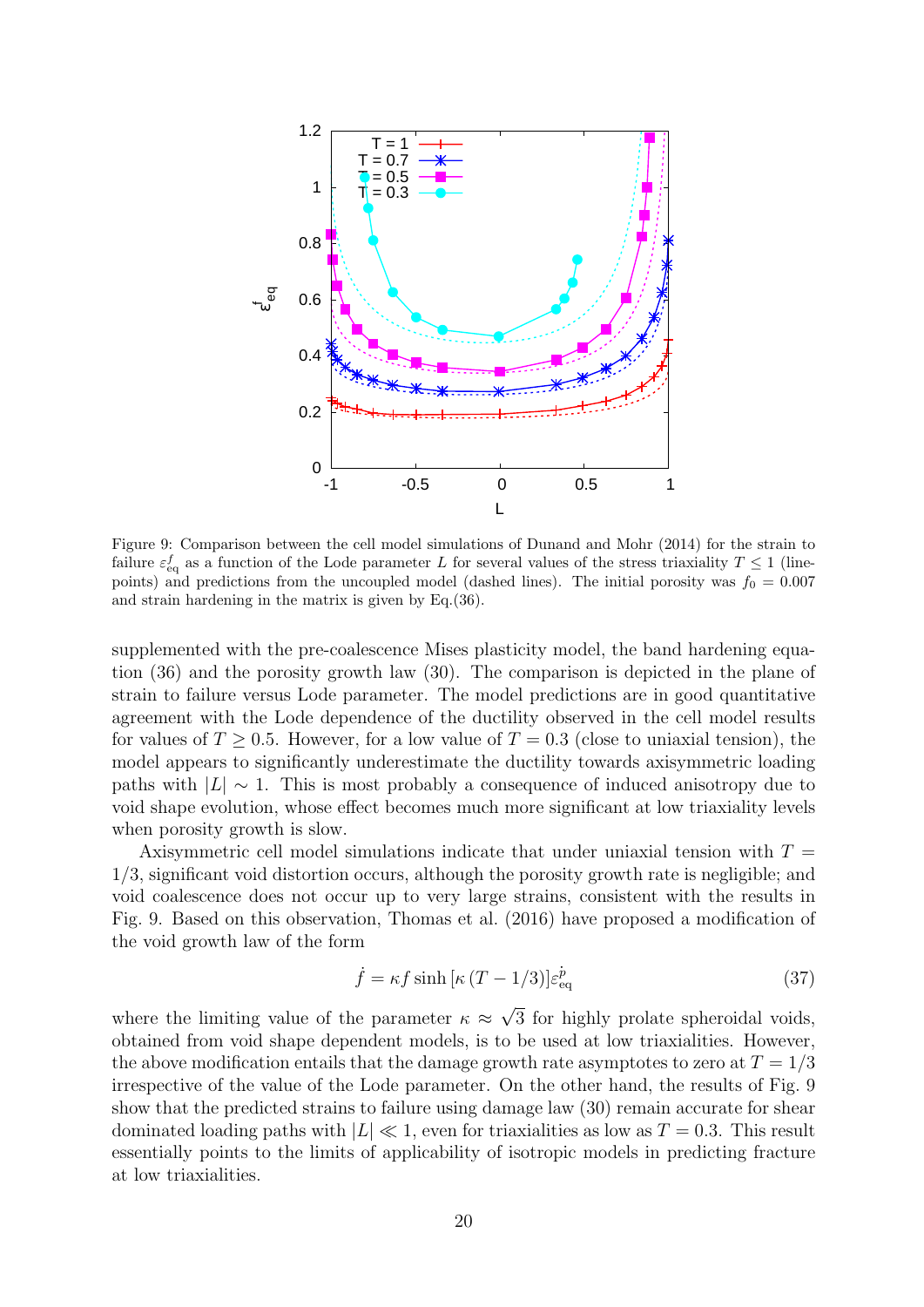Figure 9: Comparison between the cell model simulations of Dunand and Mohr (2014) for the strain to failure $\varepsilon^f_{\rm eq}$ as a function of the Lode parameter $L$ for several values of the stress triaxiality $T \leq 1$ (line-points) and predictions from the uncoupled model (dashed lines). The initial porosity was $f_0 = 0.007$ and strain hardening in the matrix is given by Eq.(36).

supplemented with the pre-coalescence Mises plasticity model, the band hardening equation (36) and the porosity growth law (30). The comparison is depicted in the plane of strain to failure versus Lode parameter. The model predictions are in good quantitative agreement with the Lode dependence of the ductility observed in the cell model results for values of $T \geq 0.5$. However, for a low value of $T = 0.3$ (close to uniaxial tension), the model appears to significantly underestimate the ductility towards axisymmetric loading paths with $|L| \sim 1$. This is most probably a consequence of induced anisotropy due to void shape evolution, whose effect becomes much more significant at low triaxiality levels when porosity growth is slow.

Axisymmetric cell model simulations indicate that under uniaxial tension with $T = 1/3$, significant void distortion occurs, although the porosity growth rate is negligible; and void coalescence does not occur up to very large strains, consistent with the results in Fig. 9. Based on this observation, Thomas et al. (2016) have proposed a modification of the void growth law of the form

$$\dot{f} = \kappa f \sinh\left[\kappa \left(T - 1/3\right)\right] \dot{\varepsilon}^p_{\rm eq} \tag{37}$$

where the limiting value of the parameter $\kappa \approx \sqrt{3}$ for highly prolate spheroidal voids, obtained from void shape dependent models, is to be used at low triaxialities. However, the above modification entails that the damage growth rate asymptotes to zero at $T = 1/3$ irrespective of the value of the Lode parameter. On the other hand, the results of Fig. 9 show that the predicted strains to failure using damage law (30) remain accurate for shear dominated loading paths with $|L| \ll 1$, even for triaxialities as low as $T = 0.3$. This result essentially points to the limits of applicability of isotropic models in predicting fracture at low triaxialities.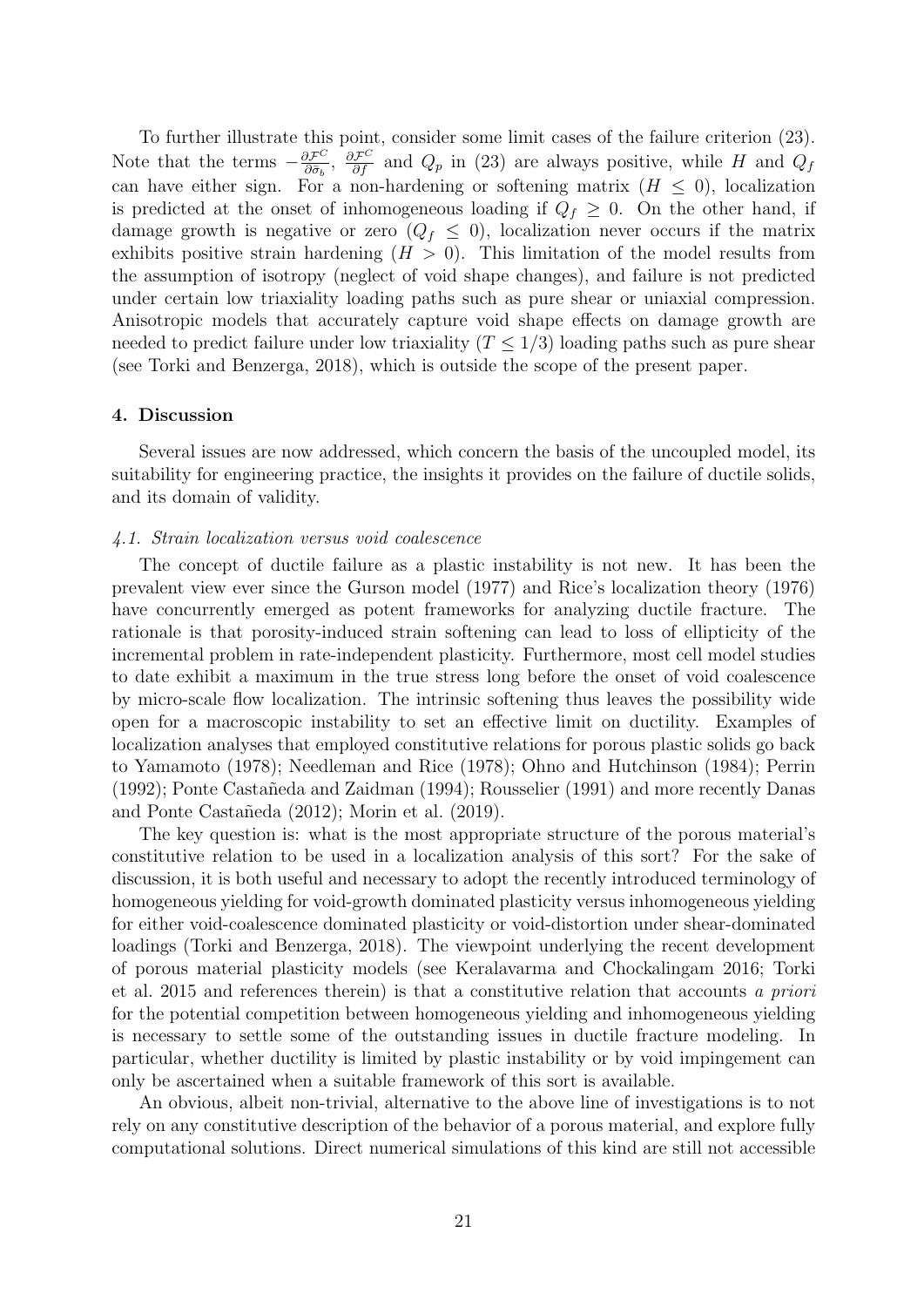To further illustrate this point, consider some limit cases of the failure criterion (23). Note that the terms $-\frac{\partial \mathcal{F}^C}{\partial \bar{\sigma}_b}$, $\frac{\partial \mathcal{F}^C}{\partial f}$ and $Q_p$ in (23) are always positive, while $H$ and $Q_f$ can have either sign. For a non-hardening or softening matrix ($H \leq 0$), localization is predicted at the onset of inhomogeneous loading if $Q_f \geq 0$. On the other hand, if damage growth is negative or zero ($Q_f \leq 0$), localization never occurs if the matrix exhibits positive strain hardening ($H > 0$). This limitation of the model results from the assumption of isotropy (neglect of void shape changes), and failure is not predicted under certain low triaxiality loading paths such as pure shear or uniaxial compression. Anisotropic models that accurately capture void shape effects on damage growth are needed to predict failure under low triaxiality ($T \leq 1/3$) loading paths such as pure shear (see Torki and Benzerga, 2018), which is outside the scope of the present paper.

## 4. Discussion

Several issues are now addressed, which concern the basis of the uncoupled model, its suitability for engineering practice, the insights it provides on the failure of ductile solids, and its domain of validity.

### *4.1. Strain localization versus void coalescence*

The concept of ductile failure as a plastic instability is not new. It has been the prevalent view ever since the Gurson model (1977) and Rice's localization theory (1976) have concurrently emerged as potent frameworks for analyzing ductile fracture. The rationale is that porosity-induced strain softening can lead to loss of ellipticity of the incremental problem in rate-independent plasticity. Furthermore, most cell model studies to date exhibit a maximum in the true stress long before the onset of void coalescence by micro-scale flow localization. The intrinsic softening thus leaves the possibility wide open for a macroscopic instability to set an effective limit on ductility. Examples of localization analyses that employed constitutive relations for porous plastic solids go back to Yamamoto (1978); Needleman and Rice (1978); Ohno and Hutchinson (1984); Perrin (1992); Ponte Castañeda and Zaidman (1994); Rousselier (1991) and more recently Danas and Ponte Castañeda (2012); Morin et al. (2019).

The key question is: what is the most appropriate structure of the porous material's constitutive relation to be used in a localization analysis of this sort? For the sake of discussion, it is both useful and necessary to adopt the recently introduced terminology of homogeneous yielding for void-growth dominated plasticity versus inhomogeneous yielding for either void-coalescence dominated plasticity or void-distortion under shear-dominated loadings (Torki and Benzerga, 2018). The viewpoint underlying the recent development of porous material plasticity models (see Keralavarma and Chockalingam 2016; Torki et al. 2015 and references therein) is that a constitutive relation that accounts *a priori* for the potential competition between homogeneous yielding and inhomogeneous yielding is necessary to settle some of the outstanding issues in ductile fracture modeling. In particular, whether ductility is limited by plastic instability or by void impingement can only be ascertained when a suitable framework of this sort is available.

An obvious, albeit non-trivial, alternative to the above line of investigations is to not rely on any constitutive description of the behavior of a porous material, and explore fully computational solutions. Direct numerical simulations of this kind are still not accessible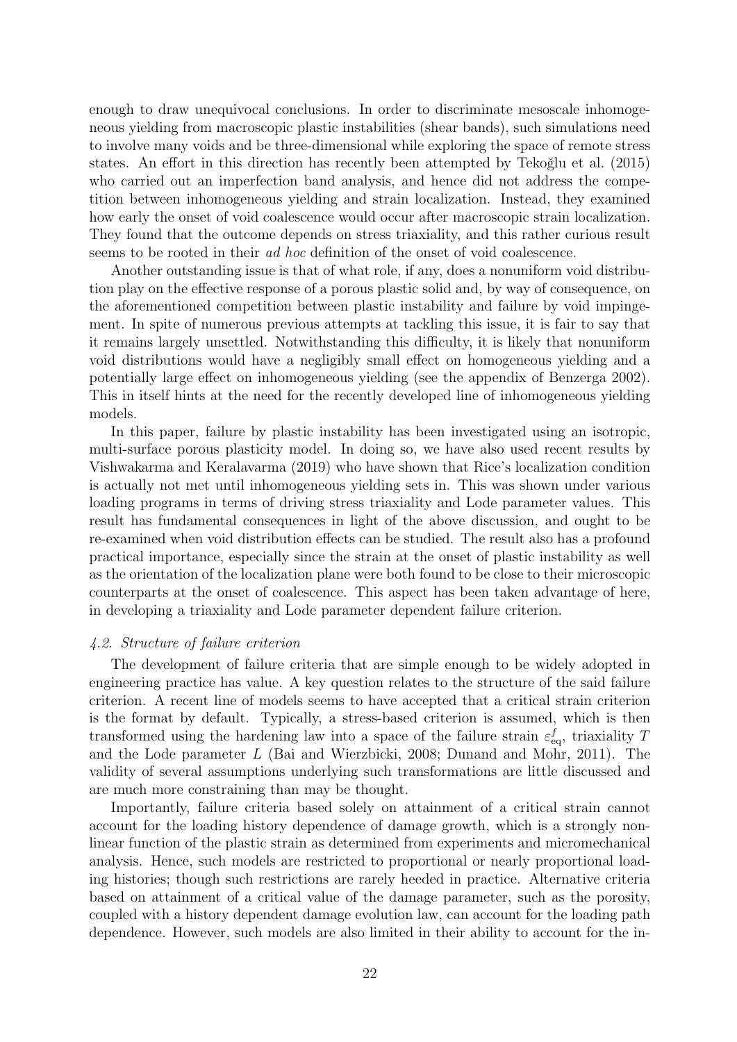enough to draw unequivocal conclusions. In order to discriminate mesoscale inhomogeneous yielding from macroscopic plastic instabilities (shear bands), such simulations need to involve many voids and be three-dimensional while exploring the space of remote stress states. An effort in this direction has recently been attempted by Tekoğlu et al. (2015) who carried out an imperfection band analysis, and hence did not address the competition between inhomogeneous yielding and strain localization. Instead, they examined how early the onset of void coalescence would occur after macroscopic strain localization. They found that the outcome depends on stress triaxiality, and this rather curious result seems to be rooted in their *ad hoc* definition of the onset of void coalescence.

Another outstanding issue is that of what role, if any, does a nonuniform void distribution play on the effective response of a porous plastic solid and, by way of consequence, on the aforementioned competition between plastic instability and failure by void impingement. In spite of numerous previous attempts at tackling this issue, it is fair to say that it remains largely unsettled. Notwithstanding this difficulty, it is likely that nonuniform void distributions would have a negligibly small effect on homogeneous yielding and a potentially large effect on inhomogeneous yielding (see the appendix of Benzerga 2002). This in itself hints at the need for the recently developed line of inhomogeneous yielding models.

In this paper, failure by plastic instability has been investigated using an isotropic, multi-surface porous plasticity model. In doing so, we have also used recent results by Vishwakarma and Keralavarma (2019) who have shown that Rice's localization condition is actually not met until inhomogeneous yielding sets in. This was shown under various loading programs in terms of driving stress triaxiality and Lode parameter values. This result has fundamental consequences in light of the above discussion, and ought to be re-examined when void distribution effects can be studied. The result also has a profound practical importance, especially since the strain at the onset of plastic instability as well as the orientation of the localization plane were both found to be close to their microscopic counterparts at the onset of coalescence. This aspect has been taken advantage of here, in developing a triaxiality and Lode parameter dependent failure criterion.

### *4.2. Structure of failure criterion*

The development of failure criteria that are simple enough to be widely adopted in engineering practice has value. A key question relates to the structure of the said failure criterion. A recent line of models seems to have accepted that a critical strain criterion is the format by default. Typically, a stress-based criterion is assumed, which is then transformed using the hardening law into a space of the failure strain $\varepsilon^f_{\rm eq}$, triaxiality $T$ and the Lode parameter $L$ (Bai and Wierzbicki, 2008; Dunand and Mohr, 2011). The validity of several assumptions underlying such transformations are little discussed and are much more constraining than may be thought.

Importantly, failure criteria based solely on attainment of a critical strain cannot account for the loading history dependence of damage growth, which is a strongly nonlinear function of the plastic strain as determined from experiments and micromechanical analysis. Hence, such models are restricted to proportional or nearly proportional loading histories; though such restrictions are rarely heeded in practice. Alternative criteria based on attainment of a critical value of the damage parameter, such as the porosity, coupled with a history dependent damage evolution law, can account for the loading path dependence. However, such models are also limited in their ability to account for the in-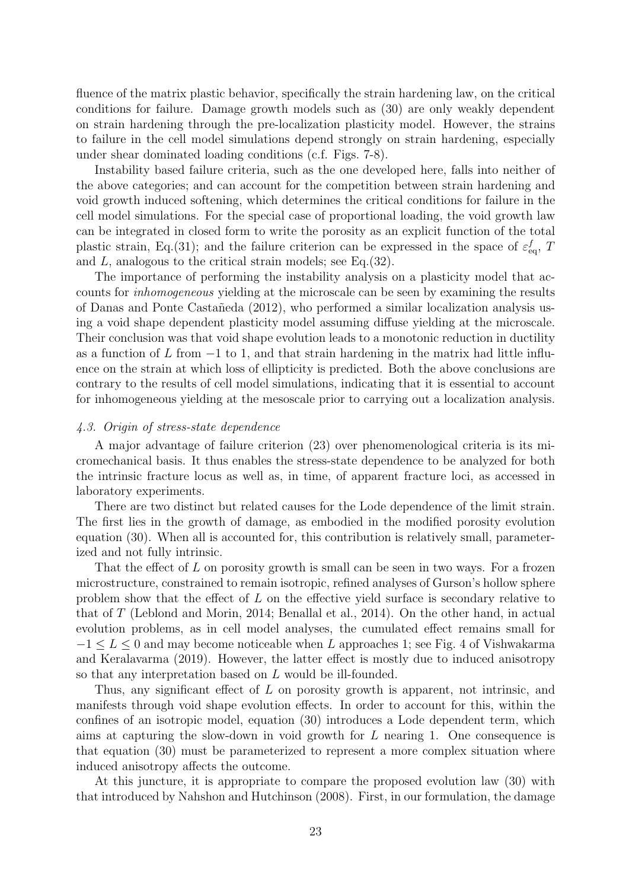fluence of the matrix plastic behavior, specifically the strain hardening law, on the critical conditions for failure. Damage growth models such as (30) are only weakly dependent on strain hardening through the pre-localization plasticity model. However, the strains to failure in the cell model simulations depend strongly on strain hardening, especially under shear dominated loading conditions (c.f. Figs. 7-8).

Instability based failure criteria, such as the one developed here, falls into neither of the above categories; and can account for the competition between strain hardening and void growth induced softening, which determines the critical conditions for failure in the cell model simulations. For the special case of proportional loading, the void growth law can be integrated in closed form to write the porosity as an explicit function of the total plastic strain, Eq.(31); and the failure criterion can be expressed in the space of $\varepsilon^f_{\rm eq}$, $T$ and $L$, analogous to the critical strain models; see Eq.(32).

The importance of performing the instability analysis on a plasticity model that accounts for *inhomogeneous* yielding at the microscale can be seen by examining the results of Danas and Ponte Castañeda (2012), who performed a similar localization analysis using a void shape dependent plasticity model assuming diffuse yielding at the microscale. Their conclusion was that void shape evolution leads to a monotonic reduction in ductility as a function of $L$ from $-1$ to 1, and that strain hardening in the matrix had little influence on the strain at which loss of ellipticity is predicted. Both the above conclusions are contrary to the results of cell model simulations, indicating that it is essential to account for inhomogeneous yielding at the mesoscale prior to carrying out a localization analysis.

### *4.3. Origin of stress-state dependence*

A major advantage of failure criterion (23) over phenomenological criteria is its micromechanical basis. It thus enables the stress-state dependence to be analyzed for both the intrinsic fracture locus as well as, in time, of apparent fracture loci, as accessed in laboratory experiments.

There are two distinct but related causes for the Lode dependence of the limit strain. The first lies in the growth of damage, as embodied in the modified porosity evolution equation (30). When all is accounted for, this contribution is relatively small, parameterized and not fully intrinsic.

That the effect of $L$ on porosity growth is small can be seen in two ways. For a frozen microstructure, constrained to remain isotropic, refined analyses of Gurson's hollow sphere problem show that the effect of $L$ on the effective yield surface is secondary relative to that of $T$ (Leblond and Morin, 2014; Benallal et al., 2014). On the other hand, in actual evolution problems, as in cell model analyses, the cumulated effect remains small for $-1 \leq L \leq 0$ and may become noticeable when $L$ approaches 1; see Fig. 4 of Vishwakarma and Keralavarma (2019). However, the latter effect is mostly due to induced anisotropy so that any interpretation based on $L$ would be ill-founded.

Thus, any significant effect of $L$ on porosity growth is apparent, not intrinsic, and manifests through void shape evolution effects. In order to account for this, within the confines of an isotropic model, equation (30) introduces a Lode dependent term, which aims at capturing the slow-down in void growth for $L$ nearing 1. One consequence is that equation (30) must be parameterized to represent a more complex situation where induced anisotropy affects the outcome.

At this juncture, it is appropriate to compare the proposed evolution law (30) with that introduced by Nahshon and Hutchinson (2008). First, in our formulation, the damage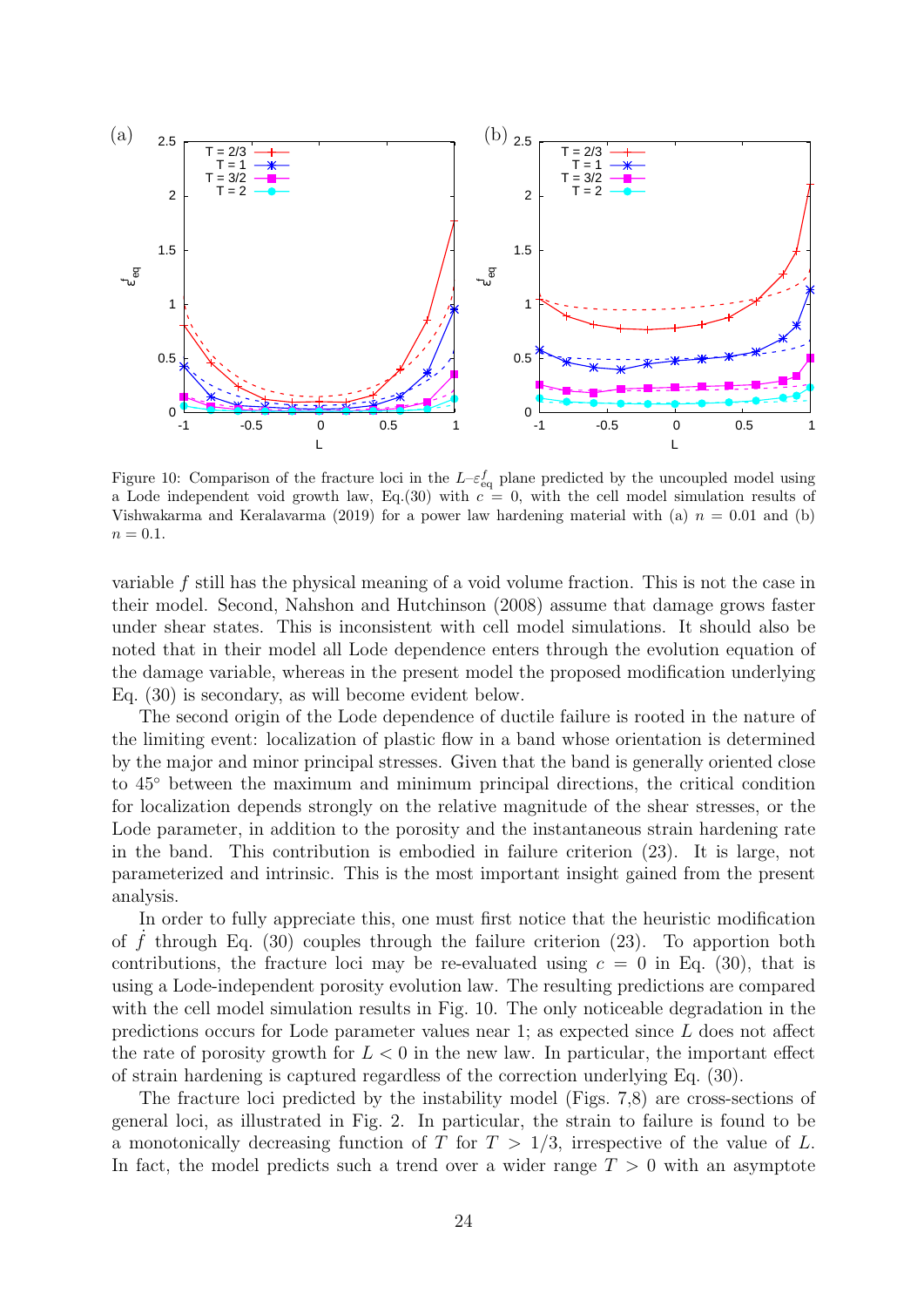Figure 10: Comparison of the fracture loci in the $L$–$\varepsilon^f_{\rm eq}$ plane predicted by the uncoupled model using a Lode independent void growth law, Eq.(30) with $c = 0$, with the cell model simulation results of Vishwakarma and Keralavarma (2019) for a power law hardening material with (a) $n = 0.01$ and (b) $n = 0.1$.

variable $f$ still has the physical meaning of a void volume fraction. This is not the case in their model. Second, Nahshon and Hutchinson (2008) assume that damage grows faster under shear states. This is inconsistent with cell model simulations. It should also be noted that in their model all Lode dependence enters through the evolution equation of the damage variable, whereas in the present model the proposed modification underlying Eq. (30) is secondary, as will become evident below.

The second origin of the Lode dependence of ductile failure is rooted in the nature of the limiting event: localization of plastic flow in a band whose orientation is determined by the major and minor principal stresses. Given that the band is generally oriented close to 45° between the maximum and minimum principal directions, the critical condition for localization depends strongly on the relative magnitude of the shear stresses, or the Lode parameter, in addition to the porosity and the instantaneous strain hardening rate in the band. This contribution is embodied in failure criterion (23). It is large, not parameterized and intrinsic. This is the most important insight gained from the present analysis.

In order to fully appreciate this, one must first notice that the heuristic modification of $\dot{f}$ through Eq. (30) couples through the failure criterion (23). To apportion both contributions, the fracture loci may be re-evaluated using $c = 0$ in Eq. (30), that is using a Lode-independent porosity evolution law. The resulting predictions are compared with the cell model simulation results in Fig. 10. The only noticeable degradation in the predictions occurs for Lode parameter values near 1; as expected since $L$ does not affect the rate of porosity growth for $L < 0$ in the new law. In particular, the important effect of strain hardening is captured regardless of the correction underlying Eq. (30).

The fracture loci predicted by the instability model (Figs. 7,8) are cross-sections of general loci, as illustrated in Fig. 2. In particular, the strain to failure is found to be a monotonically decreasing function of $T$ for $T > 1/3$, irrespective of the value of $L$. In fact, the model predicts such a trend over a wider range $T > 0$ with an asymptote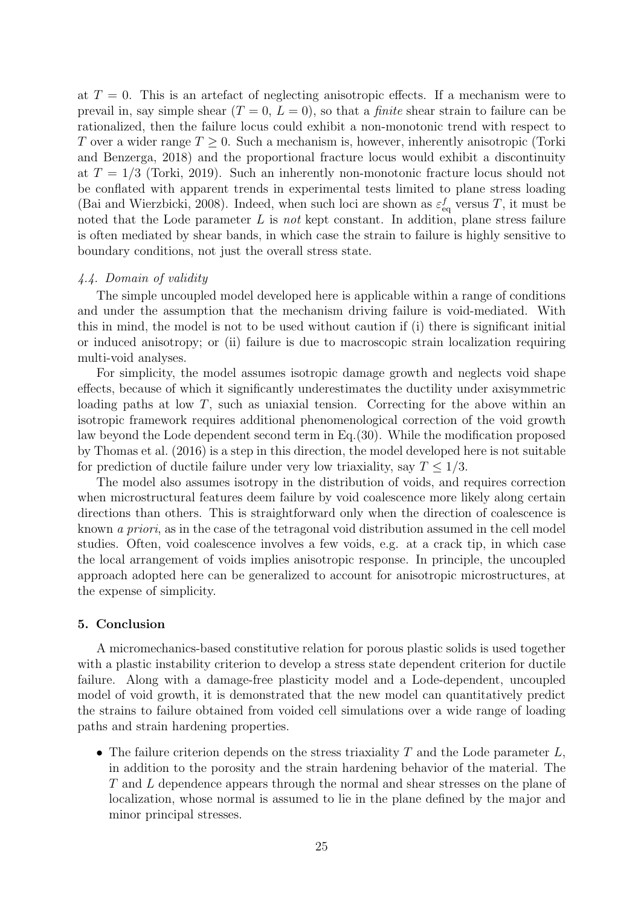at $T = 0$. This is an artefact of neglecting anisotropic effects. If a mechanism were to prevail in, say simple shear ($T = 0$, $L = 0$), so that a *finite* shear strain to failure can be rationalized, then the failure locus could exhibit a non-monotonic trend with respect to $T$ over a wider range $T \geq 0$. Such a mechanism is, however, inherently anisotropic (Torki and Benzerga, 2018) and the proportional fracture locus would exhibit a discontinuity at $T = 1/3$ (Torki, 2019). Such an inherently non-monotonic fracture locus should not be conflated with apparent trends in experimental tests limited to plane stress loading (Bai and Wierzbicki, 2008). Indeed, when such loci are shown as $\varepsilon^f_{\rm eq}$ versus $T$, it must be noted that the Lode parameter $L$ is *not* kept constant. In addition, plane stress failure is often mediated by shear bands, in which case the strain to failure is highly sensitive to boundary conditions, not just the overall stress state.

### *4.4. Domain of validity*

The simple uncoupled model developed here is applicable within a range of conditions and under the assumption that the mechanism driving failure is void-mediated. With this in mind, the model is not to be used without caution if (i) there is significant initial or induced anisotropy; or (ii) failure is due to macroscopic strain localization requiring multi-void analyses.

For simplicity, the model assumes isotropic damage growth and neglects void shape effects, because of which it significantly underestimates the ductility under axisymmetric loading paths at low $T$, such as uniaxial tension. Correcting for the above within an isotropic framework requires additional phenomenological correction of the void growth law beyond the Lode dependent second term in Eq.(30). While the modification proposed by Thomas et al. (2016) is a step in this direction, the model developed here is not suitable for prediction of ductile failure under very low triaxiality, say $T \leq 1/3$.

The model also assumes isotropy in the distribution of voids, and requires correction when microstructural features deem failure by void coalescence more likely along certain directions than others. This is straightforward only when the direction of coalescence is known *a priori*, as in the case of the tetragonal void distribution assumed in the cell model studies. Often, void coalescence involves a few voids, e.g. at a crack tip, in which case the local arrangement of voids implies anisotropic response. In principle, the uncoupled approach adopted here can be generalized to account for anisotropic microstructures, at the expense of simplicity.

## 5. Conclusion

A micromechanics-based constitutive relation for porous plastic solids is used together with a plastic instability criterion to develop a stress state dependent criterion for ductile failure. Along with a damage-free plasticity model and a Lode-dependent, uncoupled model of void growth, it is demonstrated that the new model can quantitatively predict the strains to failure obtained from voided cell simulations over a wide range of loading paths and strain hardening properties.

- The failure criterion depends on the stress triaxiality $T$ and the Lode parameter $L$, in addition to the porosity and the strain hardening behavior of the material. The $T$ and $L$ dependence appears through the normal and shear stresses on the plane of localization, whose normal is assumed to lie in the plane defined by the major and minor principal stresses.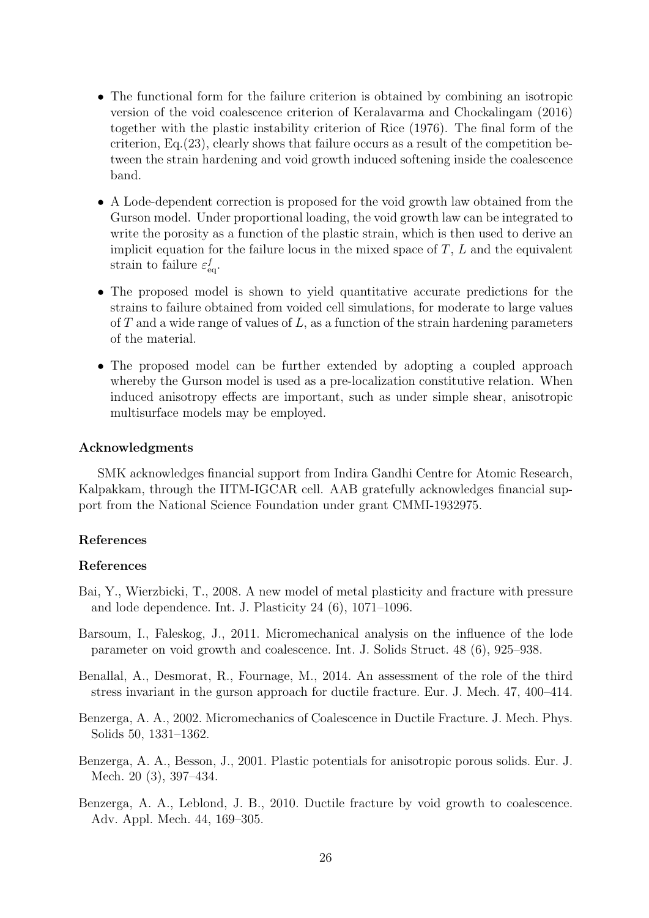- The functional form for the failure criterion is obtained by combining an isotropic version of the void coalescence criterion of Keralavarma and Chockalingam (2016) together with the plastic instability criterion of Rice (1976). The final form of the criterion, Eq.(23), clearly shows that failure occurs as a result of the competition between the strain hardening and void growth induced softening inside the coalescence band.

- A Lode-dependent correction is proposed for the void growth law obtained from the Gurson model. Under proportional loading, the void growth law can be integrated to write the porosity as a function of the plastic strain, which is then used to derive an implicit equation for the failure locus in the mixed space of $T$, $L$ and the equivalent strain to failure $\varepsilon_{\text{eq}}^{f}$.

- The proposed model is shown to yield quantitative accurate predictions for the strains to failure obtained from voided cell simulations, for moderate to large values of $T$ and a wide range of values of $L$, as a function of the strain hardening parameters of the material.

- The proposed model can be further extended by adopting a coupled approach whereby the Gurson model is used as a pre-localization constitutive relation. When induced anisotropy effects are important, such as under simple shear, anisotropic multisurface models may be employed.

**Acknowledgments**

SMK acknowledges financial support from Indira Gandhi Centre for Atomic Research, Kalpakkam, through the IITM-IGCAR cell. AAB gratefully acknowledges financial support from the National Science Foundation under grant CMMI-1932975.

**References**

**References**

Bai, Y., Wierzbicki, T., 2008. A new model of metal plasticity and fracture with pressure and lode dependence. Int. J. Plasticity 24 (6), 1071–1096.

Barsoum, I., Faleskog, J., 2011. Micromechanical analysis on the influence of the lode parameter on void growth and coalescence. Int. J. Solids Struct. 48 (6), 925–938.

Benallal, A., Desmorat, R., Fournage, M., 2014. An assessment of the role of the third stress invariant in the gurson approach for ductile fracture. Eur. J. Mech. 47, 400–414.

Benzerga, A. A., 2002. Micromechanics of Coalescence in Ductile Fracture. J. Mech. Phys. Solids 50, 1331–1362.

Benzerga, A. A., Besson, J., 2001. Plastic potentials for anisotropic porous solids. Eur. J. Mech. 20 (3), 397–434.

Benzerga, A. A., Leblond, J. B., 2010. Ductile fracture by void growth to coalescence. Adv. Appl. Mech. 44, 169–305.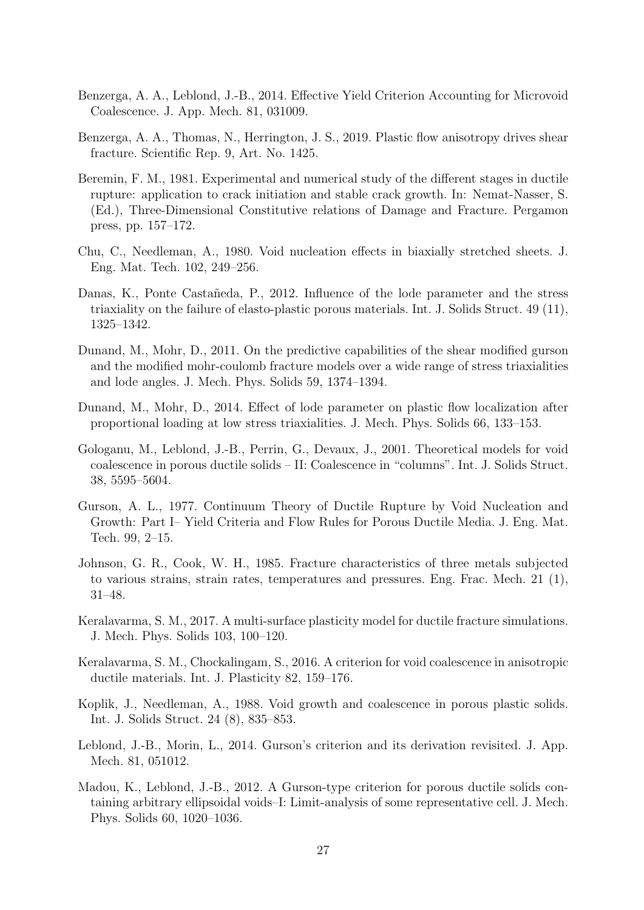Benzerga, A. A., Leblond, J.-B., 2014. Effective Yield Criterion Accounting for Microvoid Coalescence. J. App. Mech. 81, 031009.

Benzerga, A. A., Thomas, N., Herrington, J. S., 2019. Plastic flow anisotropy drives shear fracture. Scientific Rep. 9, Art. No. 1425.

Beremin, F. M., 1981. Experimental and numerical study of the different stages in ductile rupture: application to crack initiation and stable crack growth. In: Nemat-Nasser, S. (Ed.), Three-Dimensional Constitutive relations of Damage and Fracture. Pergamon press, pp. 157–172.

Chu, C., Needleman, A., 1980. Void nucleation effects in biaxially stretched sheets. J. Eng. Mat. Tech. 102, 249–256.

Danas, K., Ponte Castañeda, P., 2012. Influence of the lode parameter and the stress triaxiality on the failure of elasto-plastic porous materials. Int. J. Solids Struct. 49 (11), 1325–1342.

Dunand, M., Mohr, D., 2011. On the predictive capabilities of the shear modified gurson and the modified mohr-coulomb fracture models over a wide range of stress triaxialities and lode angles. J. Mech. Phys. Solids 59, 1374–1394.

Dunand, M., Mohr, D., 2014. Effect of lode parameter on plastic flow localization after proportional loading at low stress triaxialities. J. Mech. Phys. Solids 66, 133–153.

Gologanu, M., Leblond, J.-B., Perrin, G., Devaux, J., 2001. Theoretical models for void coalescence in porous ductile solids – II: Coalescence in "columns". Int. J. Solids Struct. 38, 5595–5604.

Gurson, A. L., 1977. Continuum Theory of Ductile Rupture by Void Nucleation and Growth: Part I– Yield Criteria and Flow Rules for Porous Ductile Media. J. Eng. Mat. Tech. 99, 2–15.

Johnson, G. R., Cook, W. H., 1985. Fracture characteristics of three metals subjected to various strains, strain rates, temperatures and pressures. Eng. Frac. Mech. 21 (1), 31–48.

Keralavarma, S. M., 2017. A multi-surface plasticity model for ductile fracture simulations. J. Mech. Phys. Solids 103, 100–120.

Keralavarma, S. M., Chockalingam, S., 2016. A criterion for void coalescence in anisotropic ductile materials. Int. J. Plasticity 82, 159–176.

Koplik, J., Needleman, A., 1988. Void growth and coalescence in porous plastic solids. Int. J. Solids Struct. 24 (8), 835–853.

Leblond, J.-B., Morin, L., 2014. Gurson's criterion and its derivation revisited. J. App. Mech. 81, 051012.

Madou, K., Leblond, J.-B., 2012. A Gurson-type criterion for porous ductile solids containing arbitrary ellipsoidal voids–I: Limit-analysis of some representative cell. J. Mech. Phys. Solids 60, 1020–1036.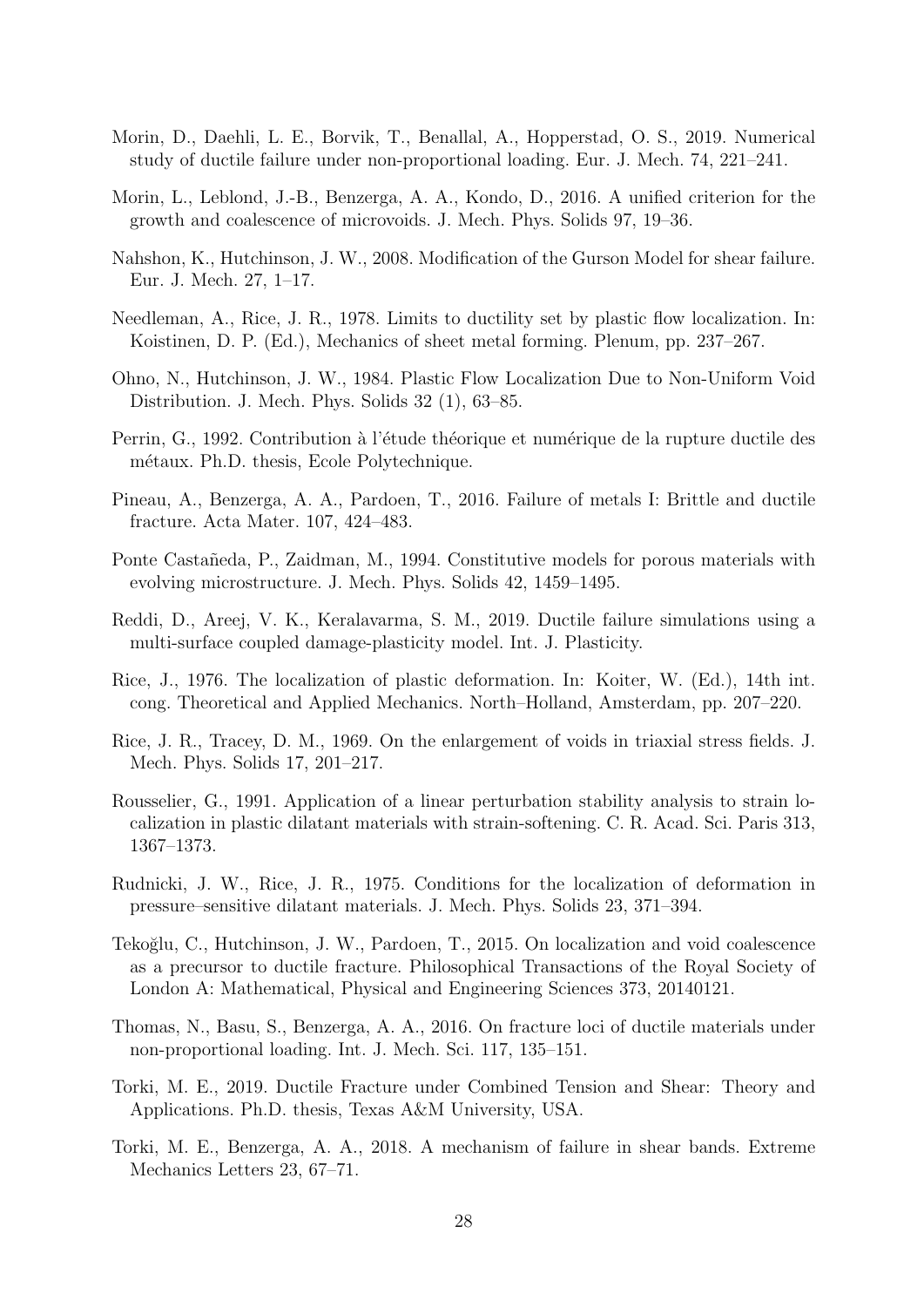Morin, D., Daehli, L. E., Borvik, T., Benallal, A., Hopperstad, O. S., 2019. Numerical study of ductile failure under non-proportional loading. Eur. J. Mech. 74, 221–241.

Morin, L., Leblond, J.-B., Benzerga, A. A., Kondo, D., 2016. A unified criterion for the growth and coalescence of microvoids. J. Mech. Phys. Solids 97, 19–36.

Nahshon, K., Hutchinson, J. W., 2008. Modification of the Gurson Model for shear failure. Eur. J. Mech. 27, 1–17.

Needleman, A., Rice, J. R., 1978. Limits to ductility set by plastic flow localization. In: Koistinen, D. P. (Ed.), Mechanics of sheet metal forming. Plenum, pp. 237–267.

Ohno, N., Hutchinson, J. W., 1984. Plastic Flow Localization Due to Non-Uniform Void Distribution. J. Mech. Phys. Solids 32 (1), 63–85.

Perrin, G., 1992. Contribution à l'étude théorique et numérique de la rupture ductile des métaux. Ph.D. thesis, Ecole Polytechnique.

Pineau, A., Benzerga, A. A., Pardoen, T., 2016. Failure of metals I: Brittle and ductile fracture. Acta Mater. 107, 424–483.

Ponte Castañeda, P., Zaidman, M., 1994. Constitutive models for porous materials with evolving microstructure. J. Mech. Phys. Solids 42, 1459–1495.

Reddi, D., Areej, V. K., Keralavarma, S. M., 2019. Ductile failure simulations using a multi-surface coupled damage-plasticity model. Int. J. Plasticity.

Rice, J., 1976. The localization of plastic deformation. In: Koiter, W. (Ed.), 14th int. cong. Theoretical and Applied Mechanics. North–Holland, Amsterdam, pp. 207–220.

Rice, J. R., Tracey, D. M., 1969. On the enlargement of voids in triaxial stress fields. J. Mech. Phys. Solids 17, 201–217.

Rousselier, G., 1991. Application of a linear perturbation stability analysis to strain localization in plastic dilatant materials with strain-softening. C. R. Acad. Sci. Paris 313, 1367–1373.

Rudnicki, J. W., Rice, J. R., 1975. Conditions for the localization of deformation in pressure–sensitive dilatant materials. J. Mech. Phys. Solids 23, 371–394.

Tekoğlu, C., Hutchinson, J. W., Pardoen, T., 2015. On localization and void coalescence as a precursor to ductile fracture. Philosophical Transactions of the Royal Society of London A: Mathematical, Physical and Engineering Sciences 373, 20140121.

Thomas, N., Basu, S., Benzerga, A. A., 2016. On fracture loci of ductile materials under non-proportional loading. Int. J. Mech. Sci. 117, 135–151.

Torki, M. E., 2019. Ductile Fracture under Combined Tension and Shear: Theory and Applications. Ph.D. thesis, Texas A&M University, USA.

Torki, M. E., Benzerga, A. A., 2018. A mechanism of failure in shear bands. Extreme Mechanics Letters 23, 67–71.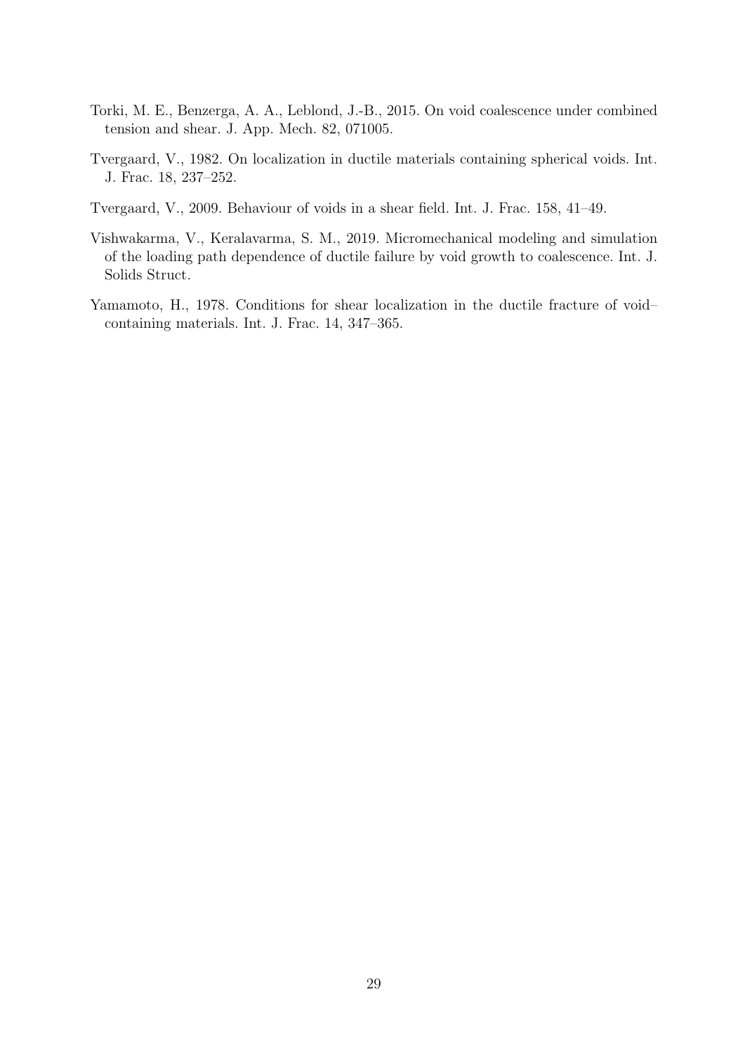Torki, M. E., Benzerga, A. A., Leblond, J.-B., 2015. On void coalescence under combined tension and shear. J. App. Mech. 82, 071005.

Tvergaard, V., 1982. On localization in ductile materials containing spherical voids. Int. J. Frac. 18, 237–252.

Tvergaard, V., 2009. Behaviour of voids in a shear field. Int. J. Frac. 158, 41–49.

Vishwakarma, V., Keralavarma, S. M., 2019. Micromechanical modeling and simulation of the loading path dependence of ductile failure by void growth to coalescence. Int. J. Solids Struct.

Yamamoto, H., 1978. Conditions for shear localization in the ductile fracture of void–containing materials. Int. J. Frac. 14, 347–365.